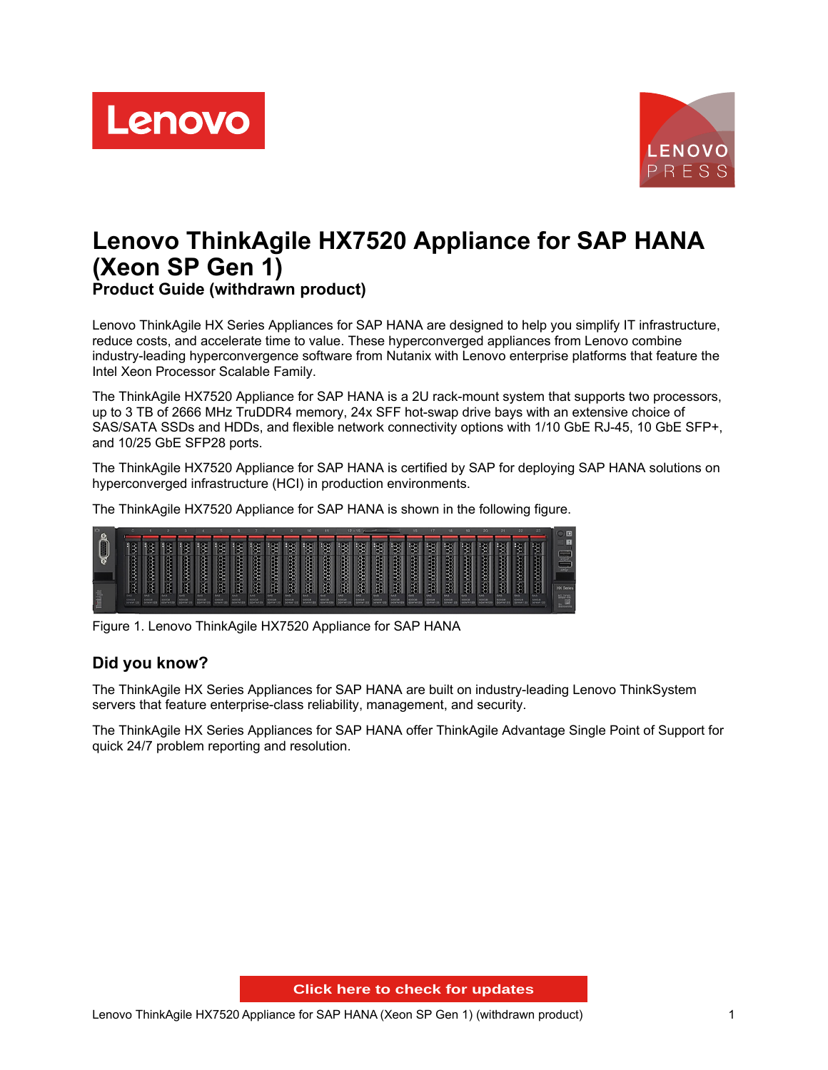# Lenovo ThinkAgile HX7520 Appliance for SAP HANA (Xeon SP Gen 1)

**Product Guide (withdrawn product)**

Lenovo ThinkAgile HX Series Appliances for SAP HANA are designed to help you simplify IT infrastructure, reduce costs, and accelerate time to value. These hyperconverged appliances from Lenovo combine industry-leading hyperconvergence software from Nutanix with Lenovo enterprise platforms that feature the Intel Xeon Processor Scalable Family.

The ThinkAgile HX7520 Appliance for SAP HANA is a 2U rack-mount system that supports two processors, up to 3 TB of 2666 MHz TruDDR4 memory, 24x SFF hot-swap drive bays with an extensive choice of SAS/SATA SSDs and HDDs, and flexible network connectivity options with 1/10 GbE RJ-45, 10 GbE SFP+, and 10/25 GbE SFP28 ports.

The ThinkAgile HX7520 Appliance for SAP HANA is certified by SAP for deploying SAP HANA solutions on hyperconverged infrastructure (HCI) in production environments.

The ThinkAgile HX7520 Appliance for SAP HANA is shown in the following figure.

Figure 1. Lenovo ThinkAgile HX7520 Appliance for SAP HANA

## Did you know?

The ThinkAgile HX Series Appliances for SAP HANA are built on industry-leading Lenovo ThinkSystem servers that feature enterprise-class reliability, management, and security.

The ThinkAgile HX Series Appliances for SAP HANA offer ThinkAgile Advantage Single Point of Support for quick 24/7 problem reporting and resolution.

Click here to check for updates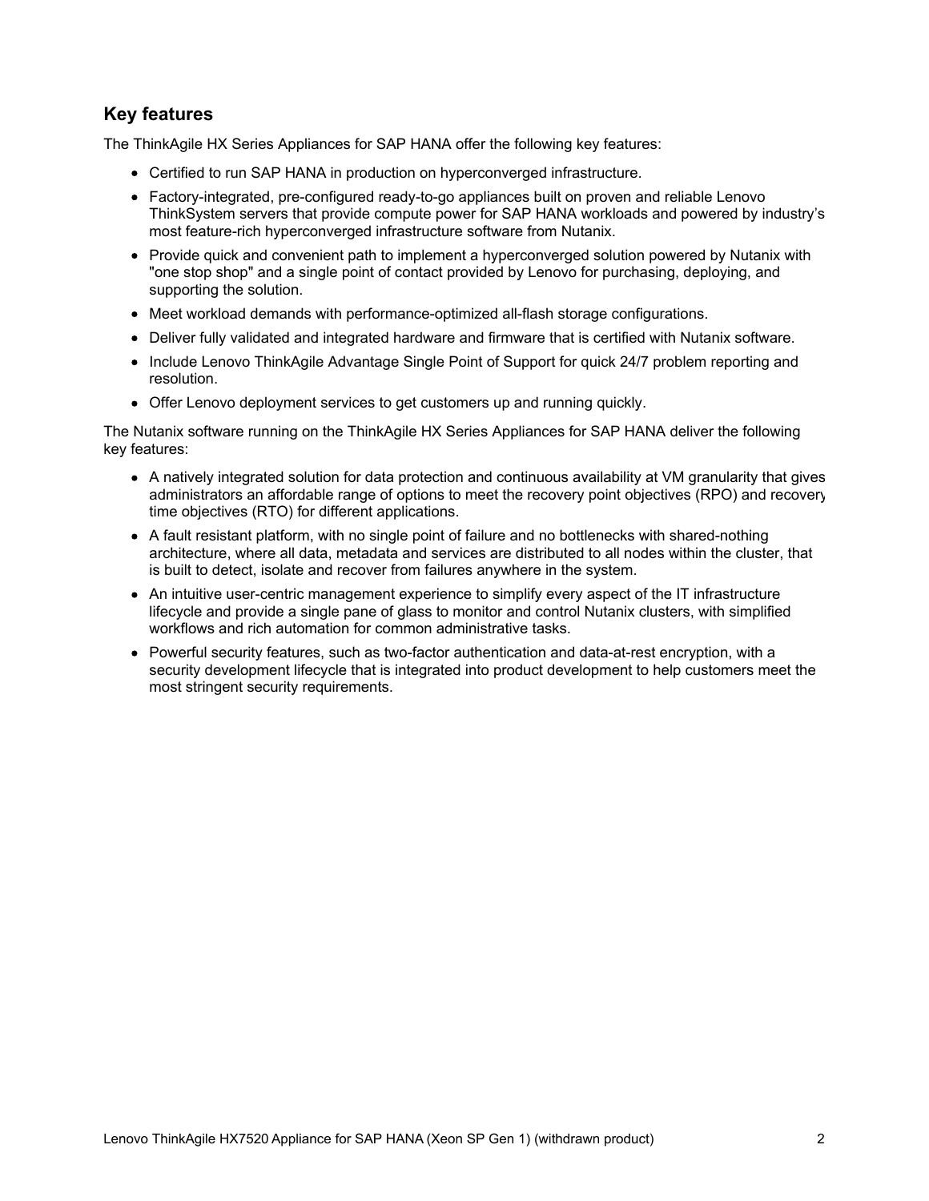## Key features

The ThinkAgile HX Series Appliances for SAP HANA offer the following key features:

- Certified to run SAP HANA in production on hyperconverged infrastructure.
- Factory-integrated, pre-configured ready-to-go appliances built on proven and reliable Lenovo ThinkSystem servers that provide compute power for SAP HANA workloads and powered by industry's most feature-rich hyperconverged infrastructure software from Nutanix.
- Provide quick and convenient path to implement a hyperconverged solution powered by Nutanix with "one stop shop" and a single point of contact provided by Lenovo for purchasing, deploying, and supporting the solution.
- Meet workload demands with performance-optimized all-flash storage configurations.
- Deliver fully validated and integrated hardware and firmware that is certified with Nutanix software.
- Include Lenovo ThinkAgile Advantage Single Point of Support for quick 24/7 problem reporting and resolution.
- Offer Lenovo deployment services to get customers up and running quickly.

The Nutanix software running on the ThinkAgile HX Series Appliances for SAP HANA deliver the following key features:

- A natively integrated solution for data protection and continuous availability at VM granularity that gives administrators an affordable range of options to meet the recovery point objectives (RPO) and recovery time objectives (RTO) for different applications.
- A fault resistant platform, with no single point of failure and no bottlenecks with shared-nothing architecture, where all data, metadata and services are distributed to all nodes within the cluster, that is built to detect, isolate and recover from failures anywhere in the system.
- An intuitive user-centric management experience to simplify every aspect of the IT infrastructure lifecycle and provide a single pane of glass to monitor and control Nutanix clusters, with simplified workflows and rich automation for common administrative tasks.
- Powerful security features, such as two-factor authentication and data-at-rest encryption, with a security development lifecycle that is integrated into product development to help customers meet the most stringent security requirements.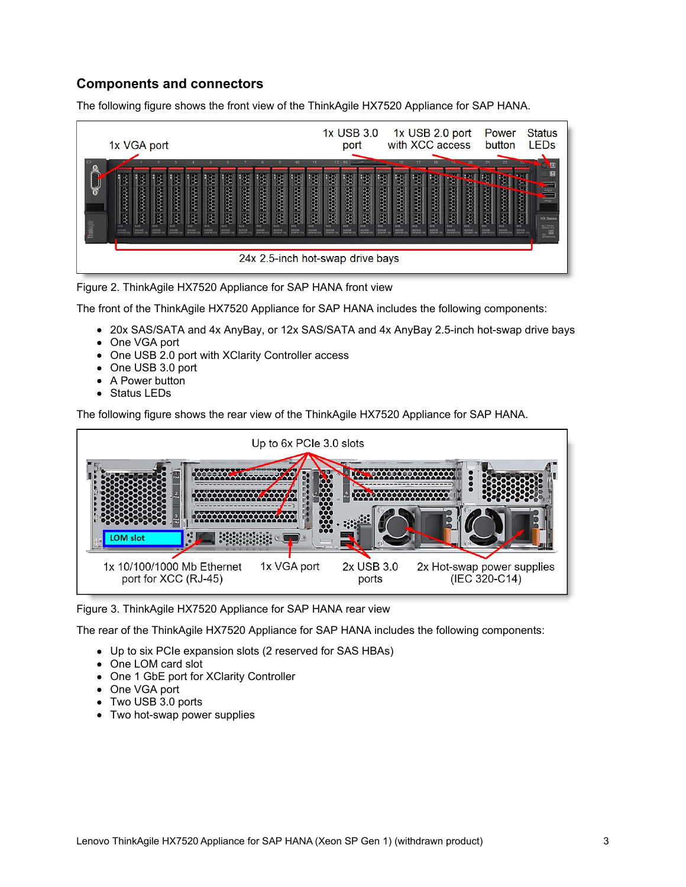## Components and connectors

The following figure shows the front view of the ThinkAgile HX7520 Appliance for SAP HANA.

Figure 2. ThinkAgile HX7520 Appliance for SAP HANA front view

The front of the ThinkAgile HX7520 Appliance for SAP HANA includes the following components:

- 20x SAS/SATA and 4x AnyBay, or 12x SAS/SATA and 4x AnyBay 2.5-inch hot-swap drive bays
- One VGA port
- One USB 2.0 port with XClarity Controller access
- One USB 3.0 port
- A Power button
- Status LEDs

The following figure shows the rear view of the ThinkAgile HX7520 Appliance for SAP HANA.

Figure 3. ThinkAgile HX7520 Appliance for SAP HANA rear view

The rear of the ThinkAgile HX7520 Appliance for SAP HANA includes the following components:

- Up to six PCIe expansion slots (2 reserved for SAS HBAs)
- One LOM card slot
- One 1 GbE port for XClarity Controller
- One VGA port
- Two USB 3.0 ports
- Two hot-swap power supplies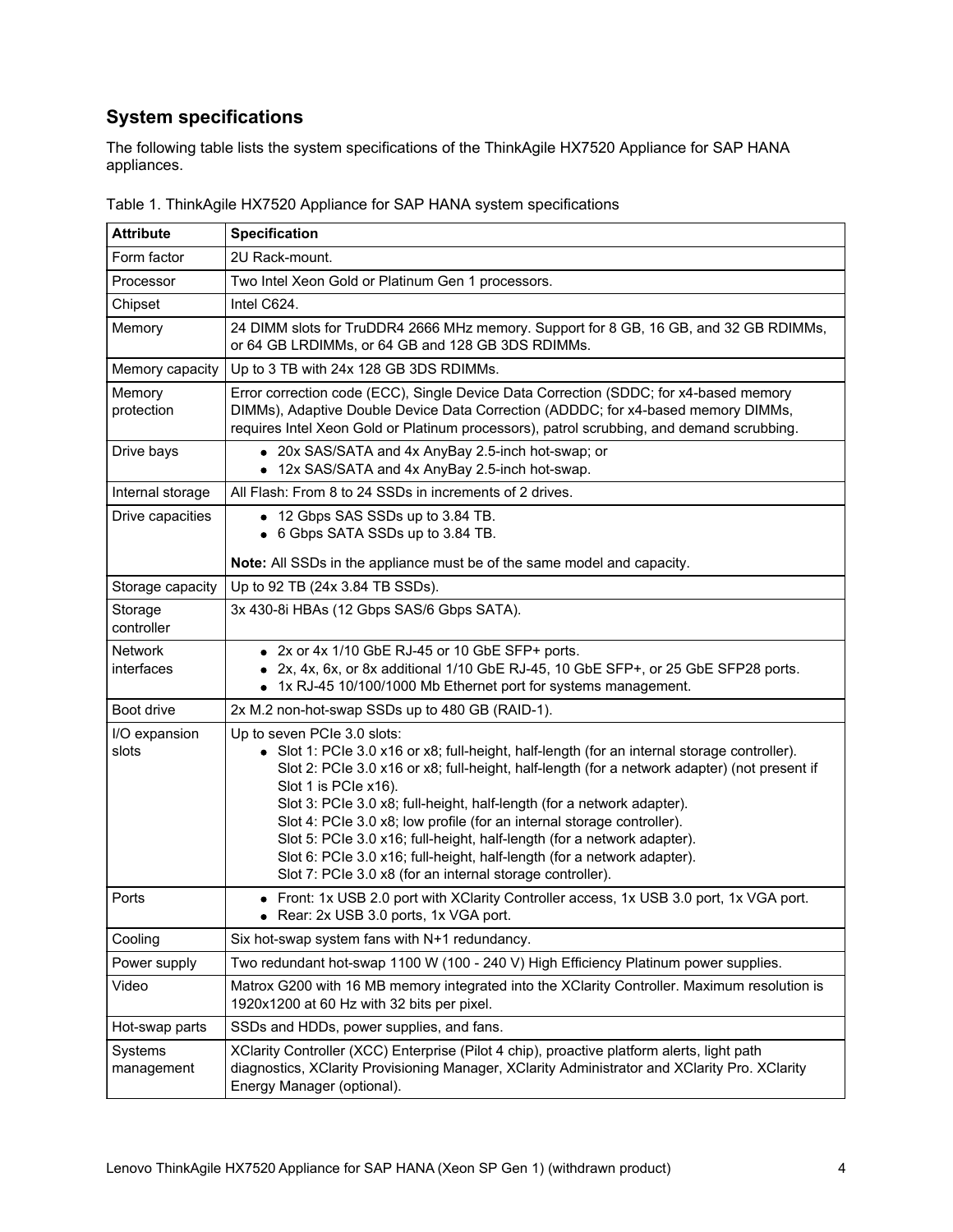## System specifications

The following table lists the system specifications of the ThinkAgile HX7520 Appliance for SAP HANA appliances.

Table 1. ThinkAgile HX7520 Appliance for SAP HANA system specifications

| Attribute | Specification |
|---|---|
| Form factor | 2U Rack-mount. |
| Processor | Two Intel Xeon Gold or Platinum Gen 1 processors. |
| Chipset | Intel C624. |
| Memory | 24 DIMM slots for TruDDR4 2666 MHz memory. Support for 8 GB, 16 GB, and 32 GB RDIMMs, or 64 GB LRDIMMs, or 64 GB and 128 GB 3DS RDIMMs. |
| Memory capacity | Up to 3 TB with 24x 128 GB 3DS RDIMMs. |
| Memory protection | Error correction code (ECC), Single Device Data Correction (SDDC; for x4-based memory DIMMs), Adaptive Double Device Data Correction (ADDDC; for x4-based memory DIMMs, requires Intel Xeon Gold or Platinum processors), patrol scrubbing, and demand scrubbing. |
| Drive bays | <ul><li>20x SAS/SATA and 4x AnyBay 2.5-inch hot-swap; or</li><li>12x SAS/SATA and 4x AnyBay 2.5-inch hot-swap.</li></ul> |
| Internal storage | All Flash: From 8 to 24 SSDs in increments of 2 drives. |
| Drive capacities | <ul><li>12 Gbps SAS SSDs up to 3.84 TB.</li><li>6 Gbps SATA SSDs up to 3.84 TB.</li></ul> **Note:** All SSDs in the appliance must be of the same model and capacity. |
| Storage capacity | Up to 92 TB (24x 3.84 TB SSDs). |
| Storage controller | 3x 430-8i HBAs (12 Gbps SAS/6 Gbps SATA). |
| Network interfaces | <ul><li>2x or 4x 1/10 GbE RJ-45 or 10 GbE SFP+ ports.</li><li>2x, 4x, 6x, or 8x additional 1/10 GbE RJ-45, 10 GbE SFP+, or 25 GbE SFP28 ports.</li><li>1x RJ-45 10/100/1000 Mb Ethernet port for systems management.</li></ul> |
| Boot drive | 2x M.2 non-hot-swap SSDs up to 480 GB (RAID-1). |
| I/O expansion slots | Up to seven PCIe 3.0 slots:<ul><li>Slot 1: PCIe 3.0 x16 or x8; full-height, half-length (for an internal storage controller).<br>Slot 2: PCIe 3.0 x16 or x8; full-height, half-length (for a network adapter) (not present if Slot 1 is PCIe x16).<br>Slot 3: PCIe 3.0 x8; full-height, half-length (for a network adapter).<br>Slot 4: PCIe 3.0 x8; low profile (for an internal storage controller).<br>Slot 5: PCIe 3.0 x16; full-height, half-length (for a network adapter).<br>Slot 6: PCIe 3.0 x16; full-height, half-length (for a network adapter).<br>Slot 7: PCIe 3.0 x8 (for an internal storage controller).</li></ul> |
| Ports | <ul><li>Front: 1x USB 2.0 port with XClarity Controller access, 1x USB 3.0 port, 1x VGA port.</li><li>Rear: 2x USB 3.0 ports, 1x VGA port.</li></ul> |
| Cooling | Six hot-swap system fans with N+1 redundancy. |
| Power supply | Two redundant hot-swap 1100 W (100 - 240 V) High Efficiency Platinum power supplies. |
| Video | Matrox G200 with 16 MB memory integrated into the XClarity Controller. Maximum resolution is 1920x1200 at 60 Hz with 32 bits per pixel. |
| Hot-swap parts | SSDs and HDDs, power supplies, and fans. |
| Systems management | XClarity Controller (XCC) Enterprise (Pilot 4 chip), proactive platform alerts, light path diagnostics, XClarity Provisioning Manager, XClarity Administrator and XClarity Pro. XClarity Energy Manager (optional). |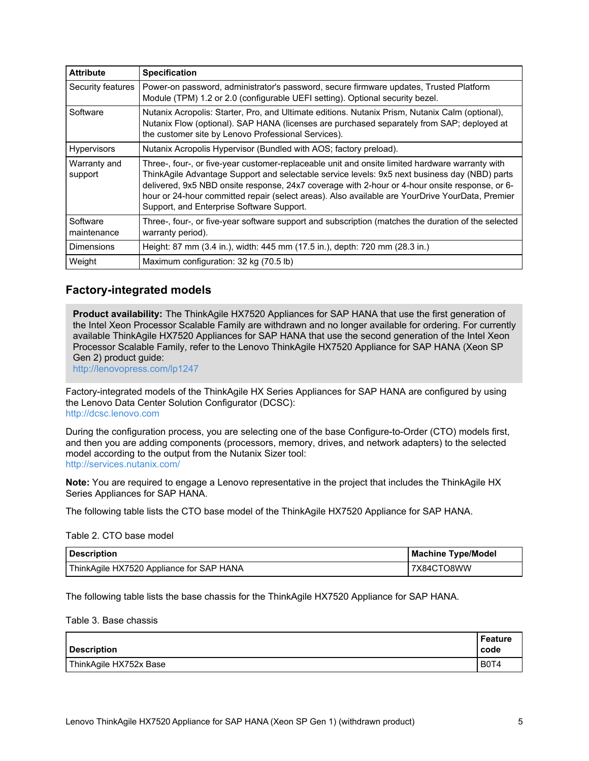| Attribute | Specification |
| --- | --- |
| Security features | Power-on password, administrator's password, secure firmware updates, Trusted Platform Module (TPM) 1.2 or 2.0 (configurable UEFI setting). Optional security bezel. |
| Software | Nutanix Acropolis: Starter, Pro, and Ultimate editions. Nutanix Prism, Nutanix Calm (optional), Nutanix Flow (optional). SAP HANA (licenses are purchased separately from SAP; deployed at the customer site by Lenovo Professional Services). |
| Hypervisors | Nutanix Acropolis Hypervisor (Bundled with AOS; factory preload). |
| Warranty and support | Three-, four-, or five-year customer-replaceable unit and onsite limited hardware warranty with ThinkAgile Advantage Support and selectable service levels: 9x5 next business day (NBD) parts delivered, 9x5 NBD onsite response, 24x7 coverage with 2-hour or 4-hour onsite response, or 6-hour or 24-hour committed repair (select areas). Also available are YourDrive YourData, Premier Support, and Enterprise Software Support. |
| Software maintenance | Three-, four-, or five-year software support and subscription (matches the duration of the selected warranty period). |
| Dimensions | Height: 87 mm (3.4 in.), width: 445 mm (17.5 in.), depth: 720 mm (28.3 in.) |
| Weight | Maximum configuration: 32 kg (70.5 lb) |

## Factory-integrated models

**Product availability:** The ThinkAgile HX7520 Appliances for SAP HANA that use the first generation of the Intel Xeon Processor Scalable Family are withdrawn and no longer available for ordering. For currently available ThinkAgile HX7520 Appliances for SAP HANA that use the second generation of the Intel Xeon Processor Scalable Family, refer to the Lenovo ThinkAgile HX7520 Appliance for SAP HANA (Xeon SP Gen 2) product guide:
http://lenovopress.com/lp1247

Factory-integrated models of the ThinkAgile HX Series Appliances for SAP HANA are configured by using the Lenovo Data Center Solution Configurator (DCSC):
http://dcsc.lenovo.com

During the configuration process, you are selecting one of the base Configure-to-Order (CTO) models first, and then you are adding components (processors, memory, drives, and network adapters) to the selected model according to the output from the Nutanix Sizer tool:
http://services.nutanix.com/

**Note:** You are required to engage a Lenovo representative in the project that includes the ThinkAgile HX Series Appliances for SAP HANA.

The following table lists the CTO base model of the ThinkAgile HX7520 Appliance for SAP HANA.

Table 2. CTO base model

| Description | Machine Type/Model |
| --- | --- |
| ThinkAgile HX7520 Appliance for SAP HANA | 7X84CTO8WW |

The following table lists the base chassis for the ThinkAgile HX7520 Appliance for SAP HANA.

Table 3. Base chassis

| Description | Feature code |
| --- | --- |
| ThinkAgile HX752x Base | B0T4 |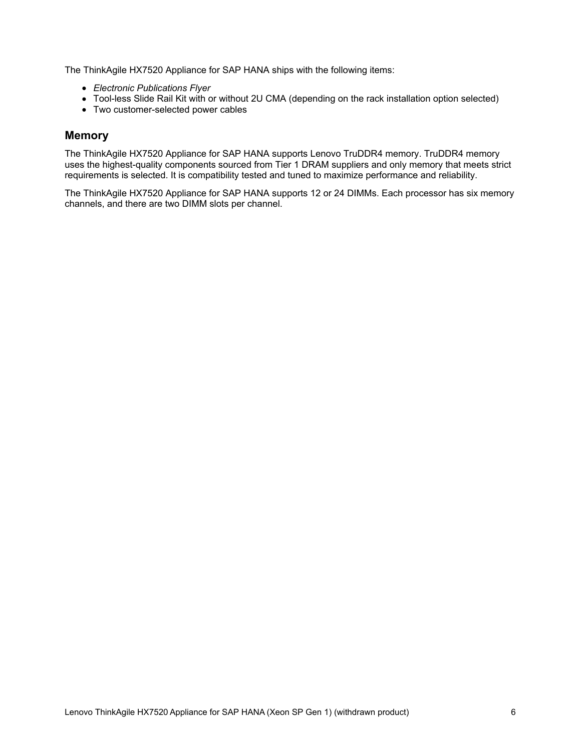The ThinkAgile HX7520 Appliance for SAP HANA ships with the following items:

- *Electronic Publications Flyer*
- Tool-less Slide Rail Kit with or without 2U CMA (depending on the rack installation option selected)
- Two customer-selected power cables

## Memory

The ThinkAgile HX7520 Appliance for SAP HANA supports Lenovo TruDDR4 memory. TruDDR4 memory uses the highest-quality components sourced from Tier 1 DRAM suppliers and only memory that meets strict requirements is selected. It is compatibility tested and tuned to maximize performance and reliability.

The ThinkAgile HX7520 Appliance for SAP HANA supports 12 or 24 DIMMs. Each processor has six memory channels, and there are two DIMM slots per channel.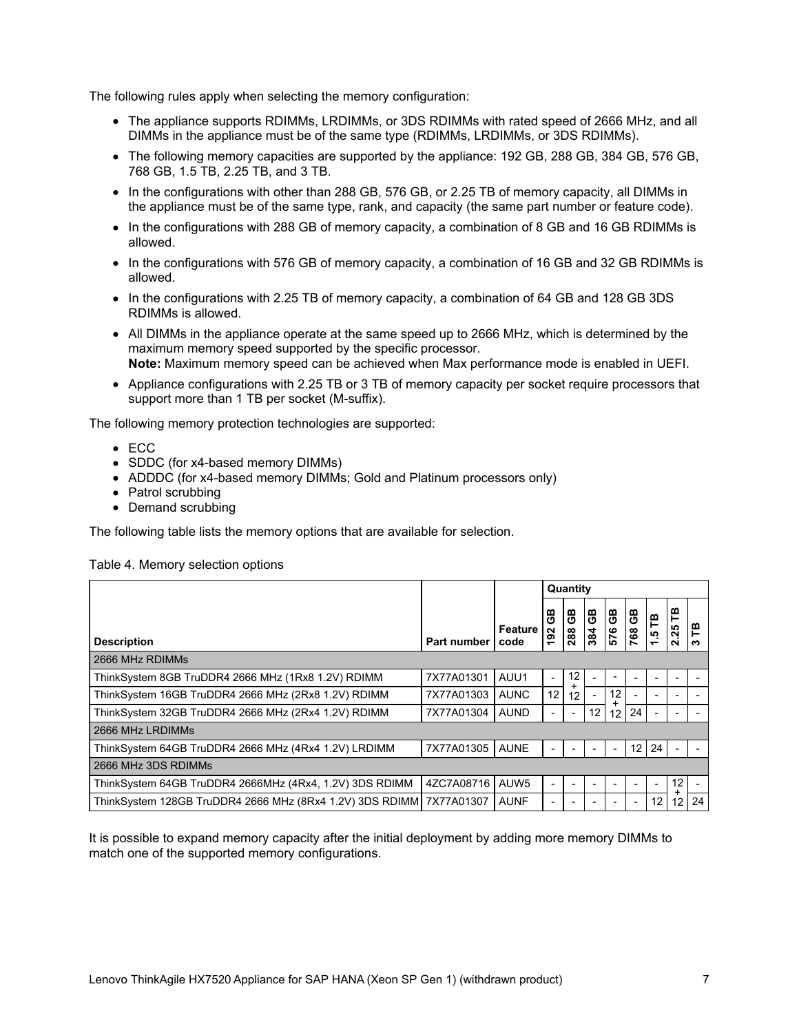The following rules apply when selecting the memory configuration:

- The appliance supports RDIMMs, LRDIMMs, or 3DS RDIMMs with rated speed of 2666 MHz, and all DIMMs in the appliance must be of the same type (RDIMMs, LRDIMMs, or 3DS RDIMMs).
- The following memory capacities are supported by the appliance: 192 GB, 288 GB, 384 GB, 576 GB, 768 GB, 1.5 TB, 2.25 TB, and 3 TB.
- In the configurations with other than 288 GB, 576 GB, or 2.25 TB of memory capacity, all DIMMs in the appliance must be of the same type, rank, and capacity (the same part number or feature code).
- In the configurations with 288 GB of memory capacity, a combination of 8 GB and 16 GB RDIMMs is allowed.
- In the configurations with 576 GB of memory capacity, a combination of 16 GB and 32 GB RDIMMs is allowed.
- In the configurations with 2.25 TB of memory capacity, a combination of 64 GB and 128 GB 3DS RDIMMs is allowed.
- All DIMMs in the appliance operate at the same speed up to 2666 MHz, which is determined by the maximum memory speed supported by the specific processor.
  **Note:** Maximum memory speed can be achieved when Max performance mode is enabled in UEFI.
- Appliance configurations with 2.25 TB or 3 TB of memory capacity per socket require processors that support more than 1 TB per socket (M-suffix).

The following memory protection technologies are supported:

- ECC
- SDDC (for x4-based memory DIMMs)
- ADDDC (for x4-based memory DIMMs; Gold and Platinum processors only)
- Patrol scrubbing
- Demand scrubbing

The following table lists the memory options that are available for selection.

Table 4. Memory selection options

| | | | Quantity | | | | | | | |
|---|---|---|---|---|---|---|---|---|---|---|
| **Description** | **Part number** | **Feature code** | **192 GB** | **288 GB** | **384 GB** | **576 GB** | **768 GB** | **1.5 TB** | **2.25 TB** | **3 TB** |
| 2666 MHz RDIMMs | | | | | | | | | | |
| ThinkSystem 8GB TruDDR4 2666 MHz (1Rx8 1.2V) RDIMM | 7X77A01301 | AUU1 | - | 12 + | - | - | - | - | - | - |
| ThinkSystem 16GB TruDDR4 2666 MHz (2Rx8 1.2V) RDIMM | 7X77A01303 | AUNC | 12 | 12 | - | 12 + | - | - | - | - |
| ThinkSystem 32GB TruDDR4 2666 MHz (2Rx4 1.2V) RDIMM | 7X77A01304 | AUND | - | - | 12 | 12 | 24 | - | - | - |
| 2666 MHz LRDIMMs | | | | | | | | | | |
| ThinkSystem 64GB TruDDR4 2666 MHz (4Rx4 1.2V) LRDIMM | 7X77A01305 | AUNE | - | - | - | - | 12 | 24 | - | - |
| 2666 MHz 3DS RDIMMs | | | | | | | | | | |
| ThinkSystem 64GB TruDDR4 2666MHz (4Rx4, 1.2V) 3DS RDIMM | 4ZC7A08716 | AUW5 | - | - | - | - | - | - | 12 + | - |
| ThinkSystem 128GB TruDDR4 2666 MHz (8Rx4 1.2V) 3DS RDIMM | 7X77A01307 | AUNF | - | - | - | - | - | 12 | 12 | 24 |

It is possible to expand memory capacity after the initial deployment by adding more memory DIMMs to match one of the supported memory configurations.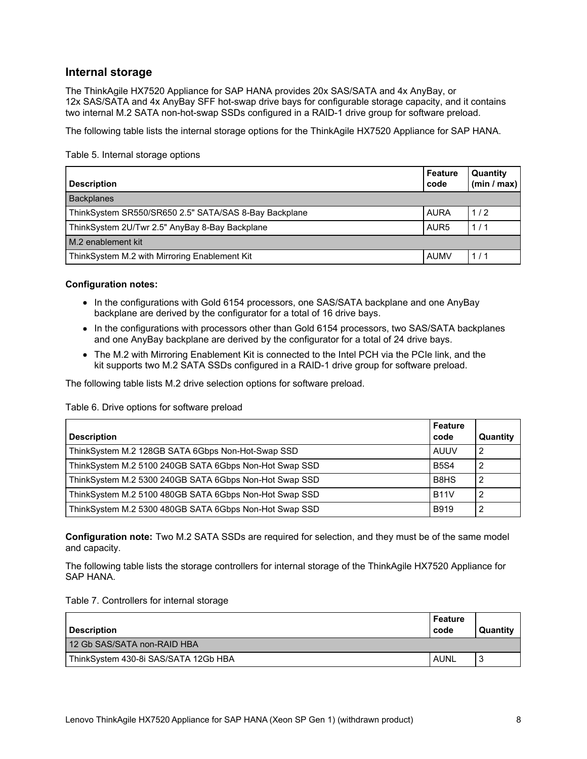## Internal storage

The ThinkAgile HX7520 Appliance for SAP HANA provides 20x SAS/SATA and 4x AnyBay, or 12x SAS/SATA and 4x AnyBay SFF hot-swap drive bays for configurable storage capacity, and it contains two internal M.2 SATA non-hot-swap SSDs configured in a RAID-1 drive group for software preload.

The following table lists the internal storage options for the ThinkAgile HX7520 Appliance for SAP HANA.

Table 5. Internal storage options

| Description | Feature code | Quantity (min / max) |
|---|---|---|
| Backplanes | | |
| ThinkSystem SR550/SR650 2.5" SATA/SAS 8-Bay Backplane | AURA | 1 / 2 |
| ThinkSystem 2U/Twr 2.5" AnyBay 8-Bay Backplane | AUR5 | 1 / 1 |
| M.2 enablement kit | | |
| ThinkSystem M.2 with Mirroring Enablement Kit | AUMV | 1 / 1 |

**Configuration notes:**

- In the configurations with Gold 6154 processors, one SAS/SATA backplane and one AnyBay backplane are derived by the configurator for a total of 16 drive bays.
- In the configurations with processors other than Gold 6154 processors, two SAS/SATA backplanes and one AnyBay backplane are derived by the configurator for a total of 24 drive bays.
- The M.2 with Mirroring Enablement Kit is connected to the Intel PCH via the PCIe link, and the kit supports two M.2 SATA SSDs configured in a RAID-1 drive group for software preload.

The following table lists M.2 drive selection options for software preload.

Table 6. Drive options for software preload

| Description | Feature code | Quantity |
|---|---|---|
| ThinkSystem M.2 128GB SATA 6Gbps Non-Hot-Swap SSD | AUUV | 2 |
| ThinkSystem M.2 5100 240GB SATA 6Gbps Non-Hot Swap SSD | B5S4 | 2 |
| ThinkSystem M.2 5300 240GB SATA 6Gbps Non-Hot Swap SSD | B8HS | 2 |
| ThinkSystem M.2 5100 480GB SATA 6Gbps Non-Hot Swap SSD | B11V | 2 |
| ThinkSystem M.2 5300 480GB SATA 6Gbps Non-Hot Swap SSD | B919 | 2 |

**Configuration note:** Two M.2 SATA SSDs are required for selection, and they must be of the same model and capacity.

The following table lists the storage controllers for internal storage of the ThinkAgile HX7520 Appliance for SAP HANA.

Table 7. Controllers for internal storage

| Description | Feature code | Quantity |
|---|---|---|
| 12 Gb SAS/SATA non-RAID HBA | | |
| ThinkSystem 430-8i SAS/SATA 12Gb HBA | AUNL | 3 |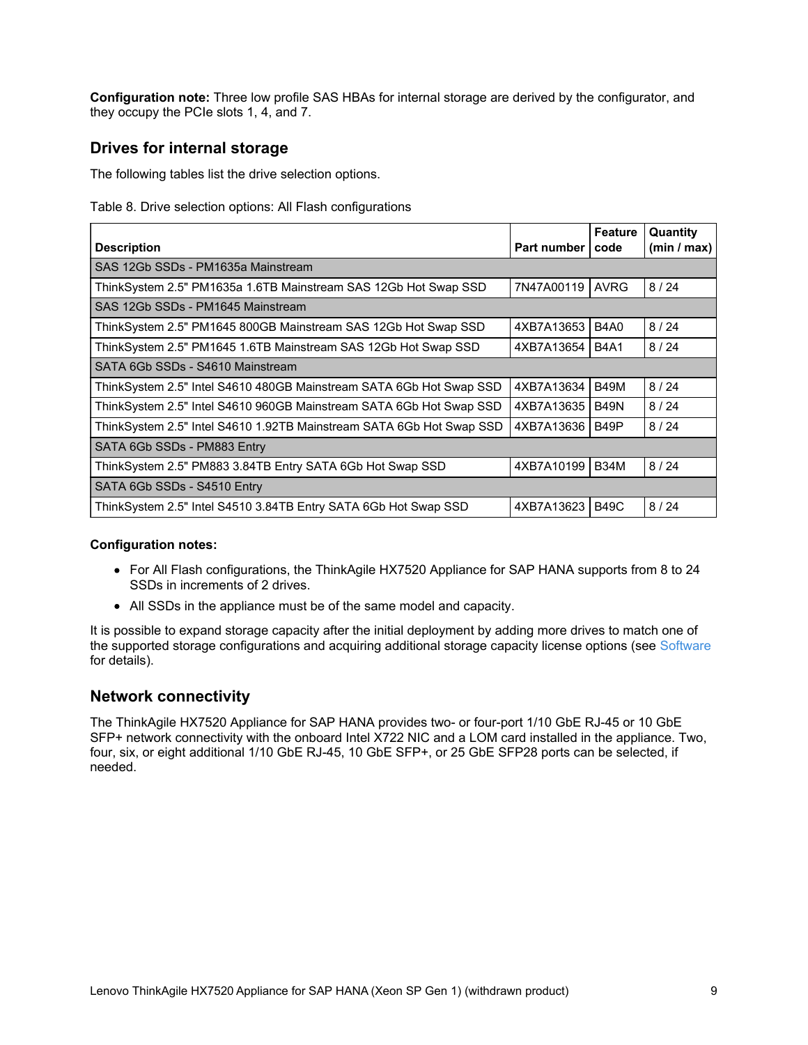**Configuration note:** Three low profile SAS HBAs for internal storage are derived by the configurator, and they occupy the PCIe slots 1, 4, and 7.

## Drives for internal storage

The following tables list the drive selection options.

Table 8. Drive selection options: All Flash configurations

| Description | Part number | Feature code | Quantity (min / max) |
|---|---|---|---|
| SAS 12Gb SSDs - PM1635a Mainstream | | | |
| ThinkSystem 2.5" PM1635a 1.6TB Mainstream SAS 12Gb Hot Swap SSD | 7N47A00119 | AVRG | 8 / 24 |
| SAS 12Gb SSDs - PM1645 Mainstream | | | |
| ThinkSystem 2.5" PM1645 800GB Mainstream SAS 12Gb Hot Swap SSD | 4XB7A13653 | B4A0 | 8 / 24 |
| ThinkSystem 2.5" PM1645 1.6TB Mainstream SAS 12Gb Hot Swap SSD | 4XB7A13654 | B4A1 | 8 / 24 |
| SATA 6Gb SSDs - S4610 Mainstream | | | |
| ThinkSystem 2.5" Intel S4610 480GB Mainstream SATA 6Gb Hot Swap SSD | 4XB7A13634 | B49M | 8 / 24 |
| ThinkSystem 2.5" Intel S4610 960GB Mainstream SATA 6Gb Hot Swap SSD | 4XB7A13635 | B49N | 8 / 24 |
| ThinkSystem 2.5" Intel S4610 1.92TB Mainstream SATA 6Gb Hot Swap SSD | 4XB7A13636 | B49P | 8 / 24 |
| SATA 6Gb SSDs - PM883 Entry | | | |
| ThinkSystem 2.5" PM883 3.84TB Entry SATA 6Gb Hot Swap SSD | 4XB7A10199 | B34M | 8 / 24 |
| SATA 6Gb SSDs - S4510 Entry | | | |
| ThinkSystem 2.5" Intel S4510 3.84TB Entry SATA 6Gb Hot Swap SSD | 4XB7A13623 | B49C | 8 / 24 |

**Configuration notes:**

- For All Flash configurations, the ThinkAgile HX7520 Appliance for SAP HANA supports from 8 to 24 SSDs in increments of 2 drives.
- All SSDs in the appliance must be of the same model and capacity.

It is possible to expand storage capacity after the initial deployment by adding more drives to match one of the supported storage configurations and acquiring additional storage capacity license options (see Software for details).

## Network connectivity

The ThinkAgile HX7520 Appliance for SAP HANA provides two- or four-port 1/10 GbE RJ-45 or 10 GbE SFP+ network connectivity with the onboard Intel X722 NIC and a LOM card installed in the appliance. Two, four, six, or eight additional 1/10 GbE RJ-45, 10 GbE SFP+, or 25 GbE SFP28 ports can be selected, if needed.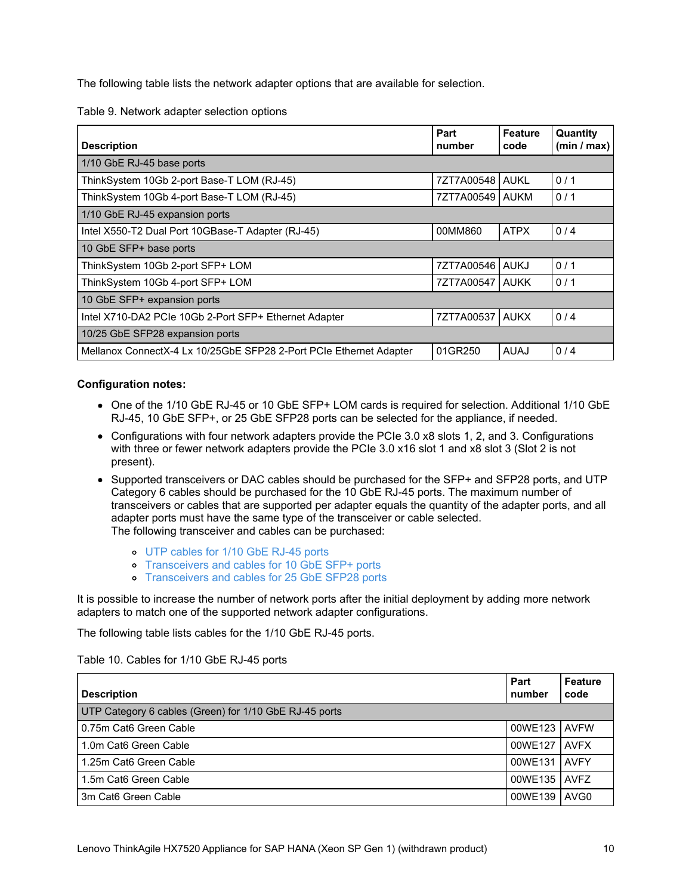The following table lists the network adapter options that are available for selection.

Table 9. Network adapter selection options

| Description | Part number | Feature code | Quantity (min / max) |
|---|---|---|---|
| 1/10 GbE RJ-45 base ports | | | |
| ThinkSystem 10Gb 2-port Base-T LOM (RJ-45) | 7ZT7A00548 | AUKL | 0 / 1 |
| ThinkSystem 10Gb 4-port Base-T LOM (RJ-45) | 7ZT7A00549 | AUKM | 0 / 1 |
| 1/10 GbE RJ-45 expansion ports | | | |
| Intel X550-T2 Dual Port 10GBase-T Adapter (RJ-45) | 00MM860 | ATPX | 0 / 4 |
| 10 GbE SFP+ base ports | | | |
| ThinkSystem 10Gb 2-port SFP+ LOM | 7ZT7A00546 | AUKJ | 0 / 1 |
| ThinkSystem 10Gb 4-port SFP+ LOM | 7ZT7A00547 | AUKK | 0 / 1 |
| 10 GbE SFP+ expansion ports | | | |
| Intel X710-DA2 PCIe 10Gb 2-Port SFP+ Ethernet Adapter | 7ZT7A00537 | AUKX | 0 / 4 |
| 10/25 GbE SFP28 expansion ports | | | |
| Mellanox ConnectX-4 Lx 10/25GbE SFP28 2-Port PCIe Ethernet Adapter | 01GR250 | AUAJ | 0 / 4 |

**Configuration notes:**

- One of the 1/10 GbE RJ-45 or 10 GbE SFP+ LOM cards is required for selection. Additional 1/10 GbE RJ-45, 10 GbE SFP+, or 25 GbE SFP28 ports can be selected for the appliance, if needed.
- Configurations with four network adapters provide the PCIe 3.0 x8 slots 1, 2, and 3. Configurations with three or fewer network adapters provide the PCIe 3.0 x16 slot 1 and x8 slot 3 (Slot 2 is not present).
- Supported transceivers or DAC cables should be purchased for the SFP+ and SFP28 ports, and UTP Category 6 cables should be purchased for the 10 GbE RJ-45 ports. The maximum number of transceivers or cables that are supported per adapter equals the quantity of the adapter ports, and all adapter ports must have the same type of the transceiver or cable selected.
  The following transceiver and cables can be purchased:
  - UTP cables for 1/10 GbE RJ-45 ports
  - Transceivers and cables for 10 GbE SFP+ ports
  - Transceivers and cables for 25 GbE SFP28 ports

It is possible to increase the number of network ports after the initial deployment by adding more network adapters to match one of the supported network adapter configurations.

The following table lists cables for the 1/10 GbE RJ-45 ports.

Table 10. Cables for 1/10 GbE RJ-45 ports

| Description | Part number | Feature code |
|---|---|---|
| UTP Category 6 cables (Green) for 1/10 GbE RJ-45 ports | | |
| 0.75m Cat6 Green Cable | 00WE123 | AVFW |
| 1.0m Cat6 Green Cable | 00WE127 | AVFX |
| 1.25m Cat6 Green Cable | 00WE131 | AVFY |
| 1.5m Cat6 Green Cable | 00WE135 | AVFZ |
| 3m Cat6 Green Cable | 00WE139 | AVG0 |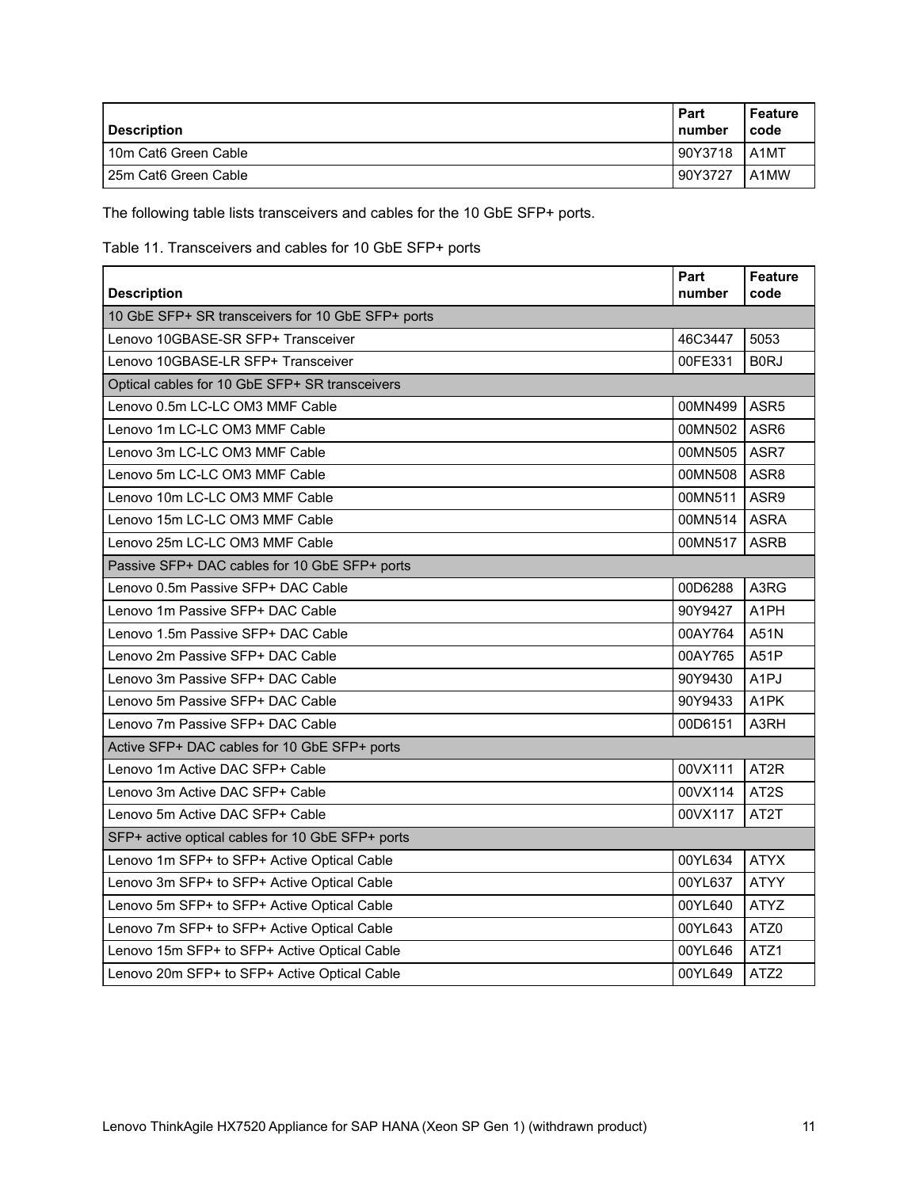| Description | Part number | Feature code |
|---|---|---|
| 10m Cat6 Green Cable | 90Y3718 | A1MT |
| 25m Cat6 Green Cable | 90Y3727 | A1MW |

The following table lists transceivers and cables for the 10 GbE SFP+ ports.

Table 11. Transceivers and cables for 10 GbE SFP+ ports

| Description | Part number | Feature code |
|---|---|---|
| 10 GbE SFP+ SR transceivers for 10 GbE SFP+ ports | | |
| Lenovo 10GBASE-SR SFP+ Transceiver | 46C3447 | 5053 |
| Lenovo 10GBASE-LR SFP+ Transceiver | 00FE331 | B0RJ |
| Optical cables for 10 GbE SFP+ SR transceivers | | |
| Lenovo 0.5m LC-LC OM3 MMF Cable | 00MN499 | ASR5 |
| Lenovo 1m LC-LC OM3 MMF Cable | 00MN502 | ASR6 |
| Lenovo 3m LC-LC OM3 MMF Cable | 00MN505 | ASR7 |
| Lenovo 5m LC-LC OM3 MMF Cable | 00MN508 | ASR8 |
| Lenovo 10m LC-LC OM3 MMF Cable | 00MN511 | ASR9 |
| Lenovo 15m LC-LC OM3 MMF Cable | 00MN514 | ASRA |
| Lenovo 25m LC-LC OM3 MMF Cable | 00MN517 | ASRB |
| Passive SFP+ DAC cables for 10 GbE SFP+ ports | | |
| Lenovo 0.5m Passive SFP+ DAC Cable | 00D6288 | A3RG |
| Lenovo 1m Passive SFP+ DAC Cable | 90Y9427 | A1PH |
| Lenovo 1.5m Passive SFP+ DAC Cable | 00AY764 | A51N |
| Lenovo 2m Passive SFP+ DAC Cable | 00AY765 | A51P |
| Lenovo 3m Passive SFP+ DAC Cable | 90Y9430 | A1PJ |
| Lenovo 5m Passive SFP+ DAC Cable | 90Y9433 | A1PK |
| Lenovo 7m Passive SFP+ DAC Cable | 00D6151 | A3RH |
| Active SFP+ DAC cables for 10 GbE SFP+ ports | | |
| Lenovo 1m Active DAC SFP+ Cable | 00VX111 | AT2R |
| Lenovo 3m Active DAC SFP+ Cable | 00VX114 | AT2S |
| Lenovo 5m Active DAC SFP+ Cable | 00VX117 | AT2T |
| SFP+ active optical cables for 10 GbE SFP+ ports | | |
| Lenovo 1m SFP+ to SFP+ Active Optical Cable | 00YL634 | ATYX |
| Lenovo 3m SFP+ to SFP+ Active Optical Cable | 00YL637 | ATYY |
| Lenovo 5m SFP+ to SFP+ Active Optical Cable | 00YL640 | ATYZ |
| Lenovo 7m SFP+ to SFP+ Active Optical Cable | 00YL643 | ATZ0 |
| Lenovo 15m SFP+ to SFP+ Active Optical Cable | 00YL646 | ATZ1 |
| Lenovo 20m SFP+ to SFP+ Active Optical Cable | 00YL649 | ATZ2 |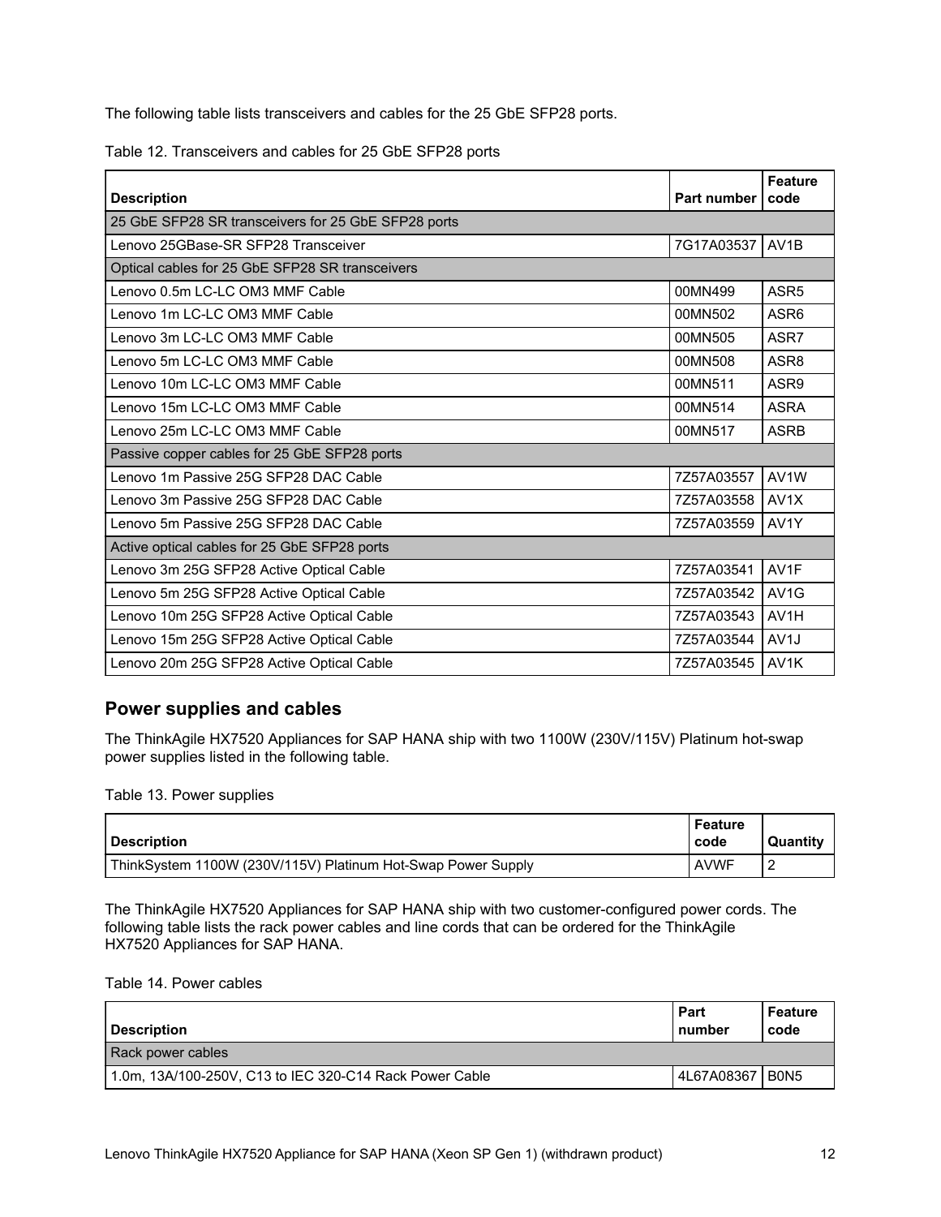The following table lists transceivers and cables for the 25 GbE SFP28 ports.

Table 12. Transceivers and cables for 25 GbE SFP28 ports

| Description | Part number | Feature code |
|---|---|---|
| 25 GbE SFP28 SR transceivers for 25 GbE SFP28 ports | | |
| Lenovo 25GBase-SR SFP28 Transceiver | 7G17A03537 | AV1B |
| Optical cables for 25 GbE SFP28 SR transceivers | | |
| Lenovo 0.5m LC-LC OM3 MMF Cable | 00MN499 | ASR5 |
| Lenovo 1m LC-LC OM3 MMF Cable | 00MN502 | ASR6 |
| Lenovo 3m LC-LC OM3 MMF Cable | 00MN505 | ASR7 |
| Lenovo 5m LC-LC OM3 MMF Cable | 00MN508 | ASR8 |
| Lenovo 10m LC-LC OM3 MMF Cable | 00MN511 | ASR9 |
| Lenovo 15m LC-LC OM3 MMF Cable | 00MN514 | ASRA |
| Lenovo 25m LC-LC OM3 MMF Cable | 00MN517 | ASRB |
| Passive copper cables for 25 GbE SFP28 ports | | |
| Lenovo 1m Passive 25G SFP28 DAC Cable | 7Z57A03557 | AV1W |
| Lenovo 3m Passive 25G SFP28 DAC Cable | 7Z57A03558 | AV1X |
| Lenovo 5m Passive 25G SFP28 DAC Cable | 7Z57A03559 | AV1Y |
| Active optical cables for 25 GbE SFP28 ports | | |
| Lenovo 3m 25G SFP28 Active Optical Cable | 7Z57A03541 | AV1F |
| Lenovo 5m 25G SFP28 Active Optical Cable | 7Z57A03542 | AV1G |
| Lenovo 10m 25G SFP28 Active Optical Cable | 7Z57A03543 | AV1H |
| Lenovo 15m 25G SFP28 Active Optical Cable | 7Z57A03544 | AV1J |
| Lenovo 20m 25G SFP28 Active Optical Cable | 7Z57A03545 | AV1K |

## Power supplies and cables

The ThinkAgile HX7520 Appliances for SAP HANA ship with two 1100W (230V/115V) Platinum hot-swap power supplies listed in the following table.

Table 13. Power supplies

| Description | Feature code | Quantity |
|---|---|---|
| ThinkSystem 1100W (230V/115V) Platinum Hot-Swap Power Supply | AVWF | 2 |

The ThinkAgile HX7520 Appliances for SAP HANA ship with two customer-configured power cords. The following table lists the rack power cables and line cords that can be ordered for the ThinkAgile HX7520 Appliances for SAP HANA.

Table 14. Power cables

| Description | Part number | Feature code |
|---|---|---|
| Rack power cables | | |
| 1.0m, 13A/100-250V, C13 to IEC 320-C14 Rack Power Cable | 4L67A08367 | B0N5 |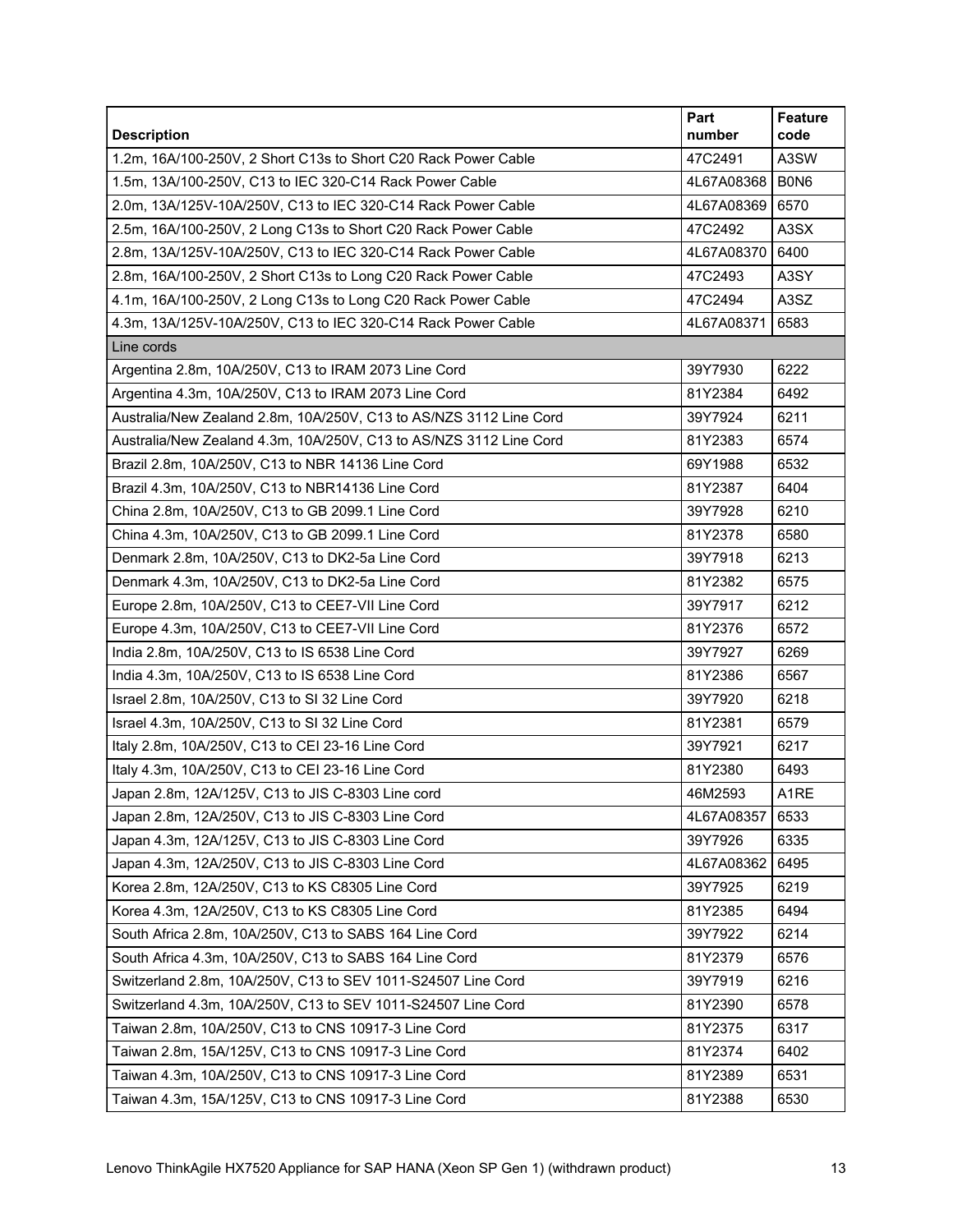| Description | Part number | Feature code |
|---|---|---|
| 1.2m, 16A/100-250V, 2 Short C13s to Short C20 Rack Power Cable | 47C2491 | A3SW |
| 1.5m, 13A/100-250V, C13 to IEC 320-C14 Rack Power Cable | 4L67A08368 | B0N6 |
| 2.0m, 13A/125V-10A/250V, C13 to IEC 320-C14 Rack Power Cable | 4L67A08369 | 6570 |
| 2.5m, 16A/100-250V, 2 Long C13s to Short C20 Rack Power Cable | 47C2492 | A3SX |
| 2.8m, 13A/125V-10A/250V, C13 to IEC 320-C14 Rack Power Cable | 4L67A08370 | 6400 |
| 2.8m, 16A/100-250V, 2 Short C13s to Long C20 Rack Power Cable | 47C2493 | A3SY |
| 4.1m, 16A/100-250V, 2 Long C13s to Long C20 Rack Power Cable | 47C2494 | A3SZ |
| 4.3m, 13A/125V-10A/250V, C13 to IEC 320-C14 Rack Power Cable | 4L67A08371 | 6583 |
| Line cords | | |
| Argentina 2.8m, 10A/250V, C13 to IRAM 2073 Line Cord | 39Y7930 | 6222 |
| Argentina 4.3m, 10A/250V, C13 to IRAM 2073 Line Cord | 81Y2384 | 6492 |
| Australia/New Zealand 2.8m, 10A/250V, C13 to AS/NZS 3112 Line Cord | 39Y7924 | 6211 |
| Australia/New Zealand 4.3m, 10A/250V, C13 to AS/NZS 3112 Line Cord | 81Y2383 | 6574 |
| Brazil 2.8m, 10A/250V, C13 to NBR 14136 Line Cord | 69Y1988 | 6532 |
| Brazil 4.3m, 10A/250V, C13 to NBR14136 Line Cord | 81Y2387 | 6404 |
| China 2.8m, 10A/250V, C13 to GB 2099.1 Line Cord | 39Y7928 | 6210 |
| China 4.3m, 10A/250V, C13 to GB 2099.1 Line Cord | 81Y2378 | 6580 |
| Denmark 2.8m, 10A/250V, C13 to DK2-5a Line Cord | 39Y7918 | 6213 |
| Denmark 4.3m, 10A/250V, C13 to DK2-5a Line Cord | 81Y2382 | 6575 |
| Europe 2.8m, 10A/250V, C13 to CEE7-VII Line Cord | 39Y7917 | 6212 |
| Europe 4.3m, 10A/250V, C13 to CEE7-VII Line Cord | 81Y2376 | 6572 |
| India 2.8m, 10A/250V, C13 to IS 6538 Line Cord | 39Y7927 | 6269 |
| India 4.3m, 10A/250V, C13 to IS 6538 Line Cord | 81Y2386 | 6567 |
| Israel 2.8m, 10A/250V, C13 to SI 32 Line Cord | 39Y7920 | 6218 |
| Israel 4.3m, 10A/250V, C13 to SI 32 Line Cord | 81Y2381 | 6579 |
| Italy 2.8m, 10A/250V, C13 to CEI 23-16 Line Cord | 39Y7921 | 6217 |
| Italy 4.3m, 10A/250V, C13 to CEI 23-16 Line Cord | 81Y2380 | 6493 |
| Japan 2.8m, 12A/125V, C13 to JIS C-8303 Line cord | 46M2593 | A1RE |
| Japan 2.8m, 12A/250V, C13 to JIS C-8303 Line Cord | 4L67A08357 | 6533 |
| Japan 4.3m, 12A/125V, C13 to JIS C-8303 Line Cord | 39Y7926 | 6335 |
| Japan 4.3m, 12A/250V, C13 to JIS C-8303 Line Cord | 4L67A08362 | 6495 |
| Korea 2.8m, 12A/250V, C13 to KS C8305 Line Cord | 39Y7925 | 6219 |
| Korea 4.3m, 12A/250V, C13 to KS C8305 Line Cord | 81Y2385 | 6494 |
| South Africa 2.8m, 10A/250V, C13 to SABS 164 Line Cord | 39Y7922 | 6214 |
| South Africa 4.3m, 10A/250V, C13 to SABS 164 Line Cord | 81Y2379 | 6576 |
| Switzerland 2.8m, 10A/250V, C13 to SEV 1011-S24507 Line Cord | 39Y7919 | 6216 |
| Switzerland 4.3m, 10A/250V, C13 to SEV 1011-S24507 Line Cord | 81Y2390 | 6578 |
| Taiwan 2.8m, 10A/250V, C13 to CNS 10917-3 Line Cord | 81Y2375 | 6317 |
| Taiwan 2.8m, 15A/125V, C13 to CNS 10917-3 Line Cord | 81Y2374 | 6402 |
| Taiwan 4.3m, 10A/250V, C13 to CNS 10917-3 Line Cord | 81Y2389 | 6531 |
| Taiwan 4.3m, 15A/125V, C13 to CNS 10917-3 Line Cord | 81Y2388 | 6530 |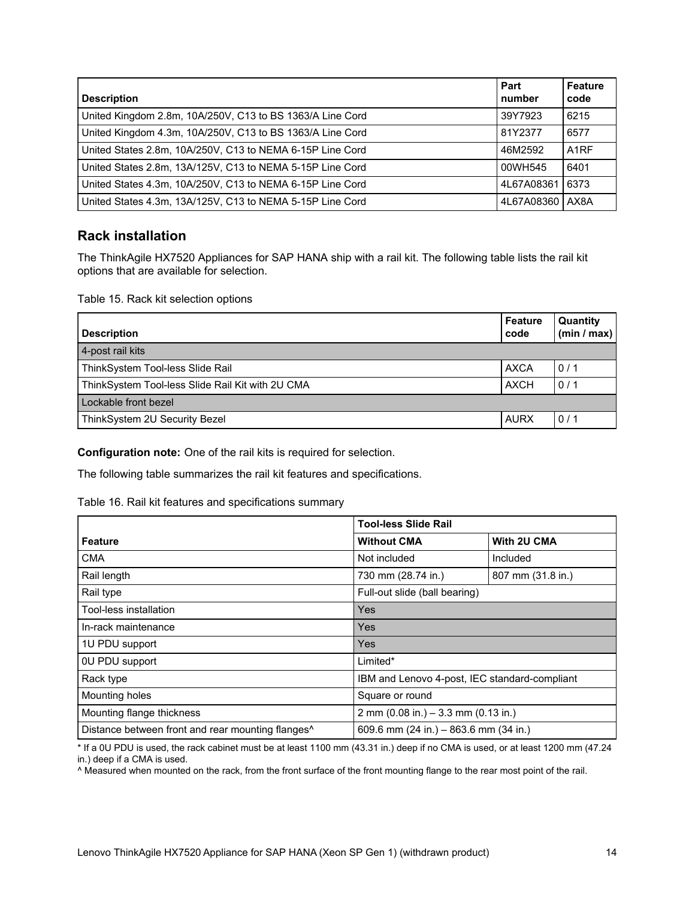| Description | Part number | Feature code |
|---|---|---|
| United Kingdom 2.8m, 10A/250V, C13 to BS 1363/A Line Cord | 39Y7923 | 6215 |
| United Kingdom 4.3m, 10A/250V, C13 to BS 1363/A Line Cord | 81Y2377 | 6577 |
| United States 2.8m, 10A/250V, C13 to NEMA 6-15P Line Cord | 46M2592 | A1RF |
| United States 2.8m, 13A/125V, C13 to NEMA 5-15P Line Cord | 00WH545 | 6401 |
| United States 4.3m, 10A/250V, C13 to NEMA 6-15P Line Cord | 4L67A08361 | 6373 |
| United States 4.3m, 13A/125V, C13 to NEMA 5-15P Line Cord | 4L67A08360 | AX8A |

## Rack installation

The ThinkAgile HX7520 Appliances for SAP HANA ship with a rail kit. The following table lists the rail kit options that are available for selection.

Table 15. Rack kit selection options

| Description | Feature code | Quantity (min / max) |
|---|---|---|
| 4-post rail kits | | |
| ThinkSystem Tool-less Slide Rail | AXCA | 0 / 1 |
| ThinkSystem Tool-less Slide Rail Kit with 2U CMA | AXCH | 0 / 1 |
| Lockable front bezel | | |
| ThinkSystem 2U Security Bezel | AURX | 0 / 1 |

**Configuration note:** One of the rail kits is required for selection.

The following table summarizes the rail kit features and specifications.

Table 16. Rail kit features and specifications summary

| | Tool-less Slide Rail | |
|---|---|---|
| **Feature** | **Without CMA** | **With 2U CMA** |
| CMA | Not included | Included |
| Rail length | 730 mm (28.74 in.) | 807 mm (31.8 in.) |
| Rail type | Full-out slide (ball bearing) | |
| Tool-less installation | Yes | |
| In-rack maintenance | Yes | |
| 1U PDU support | Yes | |
| 0U PDU support | Limited* | |
| Rack type | IBM and Lenovo 4-post, IEC standard-compliant | |
| Mounting holes | Square or round | |
| Mounting flange thickness | 2 mm (0.08 in.) – 3.3 mm (0.13 in.) | |
| Distance between front and rear mounting flanges^ | 609.6 mm (24 in.) – 863.6 mm (34 in.) | |

* If a 0U PDU is used, the rack cabinet must be at least 1100 mm (43.31 in.) deep if no CMA is used, or at least 1200 mm (47.24 in.) deep if a CMA is used.

^ Measured when mounted on the rack, from the front surface of the front mounting flange to the rear most point of the rail.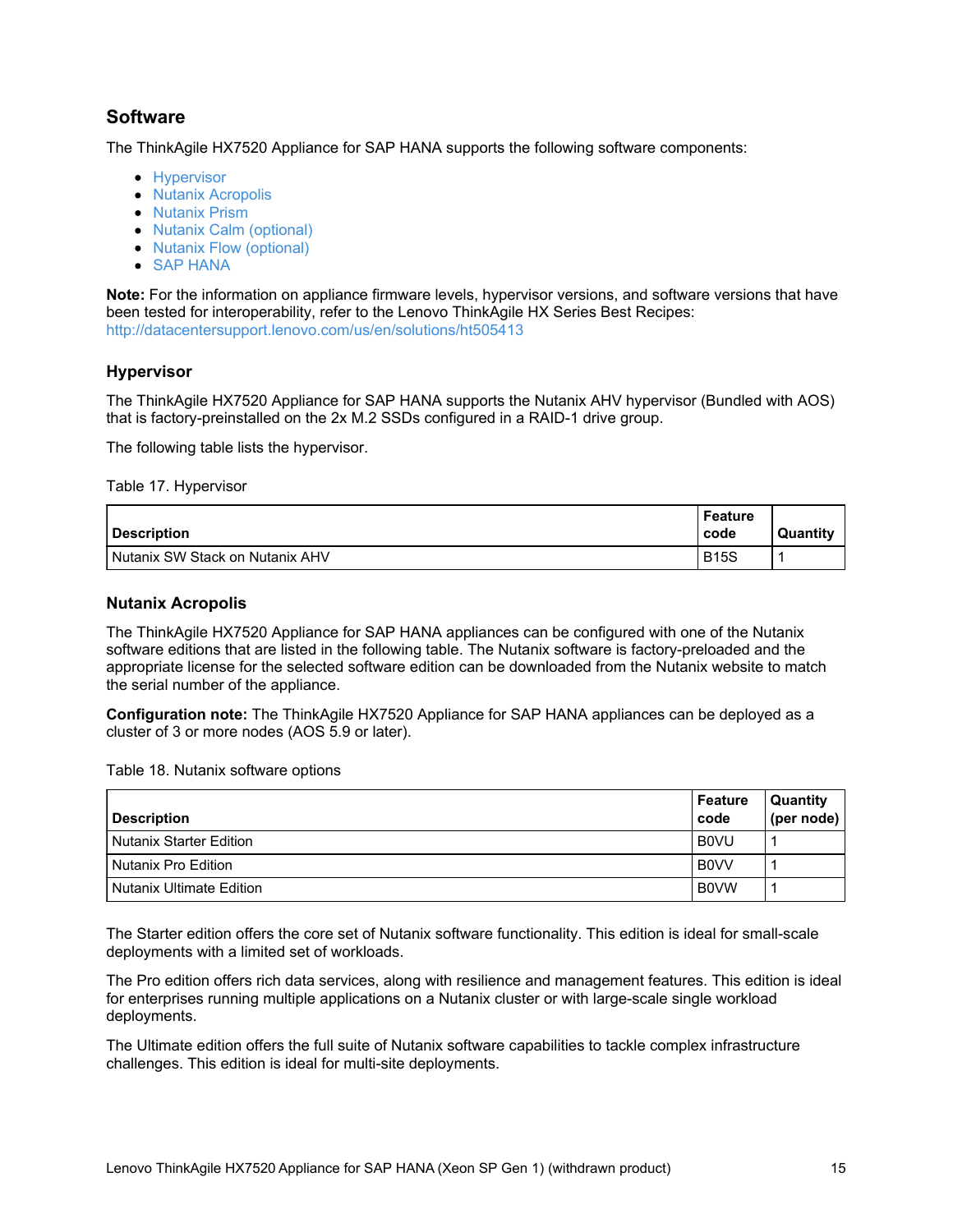## Software

The ThinkAgile HX7520 Appliance for SAP HANA supports the following software components:

- Hypervisor
- Nutanix Acropolis
- Nutanix Prism
- Nutanix Calm (optional)
- Nutanix Flow (optional)
- SAP HANA

**Note:** For the information on appliance firmware levels, hypervisor versions, and software versions that have been tested for interoperability, refer to the Lenovo ThinkAgile HX Series Best Recipes: http://datacentersupport.lenovo.com/us/en/solutions/ht505413

### Hypervisor

The ThinkAgile HX7520 Appliance for SAP HANA supports the Nutanix AHV hypervisor (Bundled with AOS) that is factory-preinstalled on the 2x M.2 SSDs configured in a RAID-1 drive group.

The following table lists the hypervisor.

Table 17. Hypervisor

| Description | Feature code | Quantity |
|---|---|---|
| Nutanix SW Stack on Nutanix AHV | B15S | 1 |

### Nutanix Acropolis

The ThinkAgile HX7520 Appliance for SAP HANA appliances can be configured with one of the Nutanix software editions that are listed in the following table. The Nutanix software is factory-preloaded and the appropriate license for the selected software edition can be downloaded from the Nutanix website to match the serial number of the appliance.

**Configuration note:** The ThinkAgile HX7520 Appliance for SAP HANA appliances can be deployed as a cluster of 3 or more nodes (AOS 5.9 or later).

Table 18. Nutanix software options

| Description | Feature code | Quantity (per node) |
|---|---|---|
| Nutanix Starter Edition | B0VU | 1 |
| Nutanix Pro Edition | B0VV | 1 |
| Nutanix Ultimate Edition | B0VW | 1 |

The Starter edition offers the core set of Nutanix software functionality. This edition is ideal for small-scale deployments with a limited set of workloads.

The Pro edition offers rich data services, along with resilience and management features. This edition is ideal for enterprises running multiple applications on a Nutanix cluster or with large-scale single workload deployments.

The Ultimate edition offers the full suite of Nutanix software capabilities to tackle complex infrastructure challenges. This edition is ideal for multi-site deployments.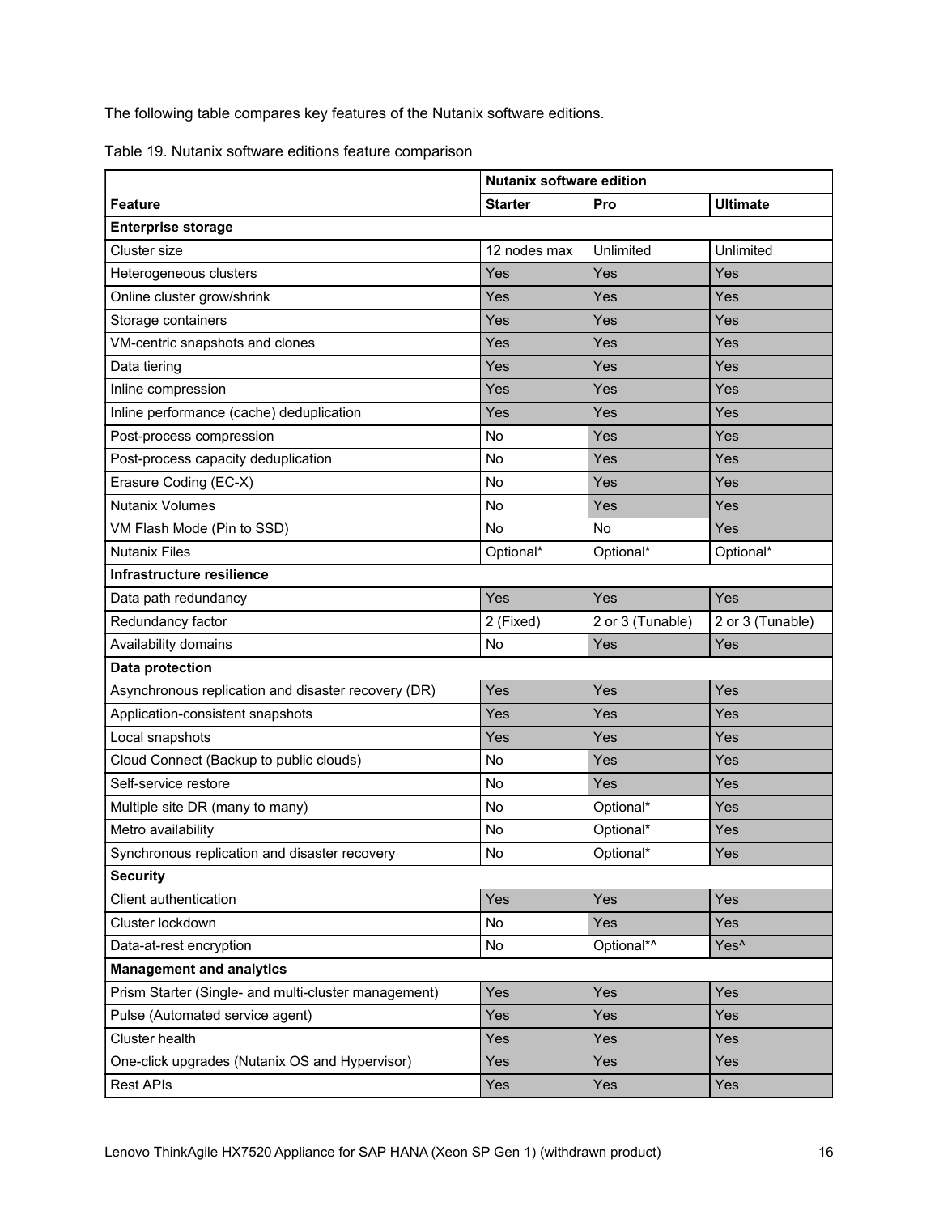The following table compares key features of the Nutanix software editions.

Table 19. Nutanix software editions feature comparison

| | Nutanix software edition | | |
|---|---|---|---|
| **Feature** | **Starter** | **Pro** | **Ultimate** |
| **Enterprise storage** | | | |
| Cluster size | 12 nodes max | Unlimited | Unlimited |
| Heterogeneous clusters | Yes | Yes | Yes |
| Online cluster grow/shrink | Yes | Yes | Yes |
| Storage containers | Yes | Yes | Yes |
| VM-centric snapshots and clones | Yes | Yes | Yes |
| Data tiering | Yes | Yes | Yes |
| Inline compression | Yes | Yes | Yes |
| Inline performance (cache) deduplication | Yes | Yes | Yes |
| Post-process compression | No | Yes | Yes |
| Post-process capacity deduplication | No | Yes | Yes |
| Erasure Coding (EC-X) | No | Yes | Yes |
| Nutanix Volumes | No | Yes | Yes |
| VM Flash Mode (Pin to SSD) | No | No | Yes |
| Nutanix Files | Optional* | Optional* | Optional* |
| **Infrastructure resilience** | | | |
| Data path redundancy | Yes | Yes | Yes |
| Redundancy factor | 2 (Fixed) | 2 or 3 (Tunable) | 2 or 3 (Tunable) |
| Availability domains | No | Yes | Yes |
| **Data protection** | | | |
| Asynchronous replication and disaster recovery (DR) | Yes | Yes | Yes |
| Application-consistent snapshots | Yes | Yes | Yes |
| Local snapshots | Yes | Yes | Yes |
| Cloud Connect (Backup to public clouds) | No | Yes | Yes |
| Self-service restore | No | Yes | Yes |
| Multiple site DR (many to many) | No | Optional* | Yes |
| Metro availability | No | Optional* | Yes |
| Synchronous replication and disaster recovery | No | Optional* | Yes |
| **Security** | | | |
| Client authentication | Yes | Yes | Yes |
| Cluster lockdown | No | Yes | Yes |
| Data-at-rest encryption | No | Optional*^ | Yes^ |
| **Management and analytics** | | | |
| Prism Starter (Single- and multi-cluster management) | Yes | Yes | Yes |
| Pulse (Automated service agent) | Yes | Yes | Yes |
| Cluster health | Yes | Yes | Yes |
| One-click upgrades (Nutanix OS and Hypervisor) | Yes | Yes | Yes |
| Rest APIs | Yes | Yes | Yes |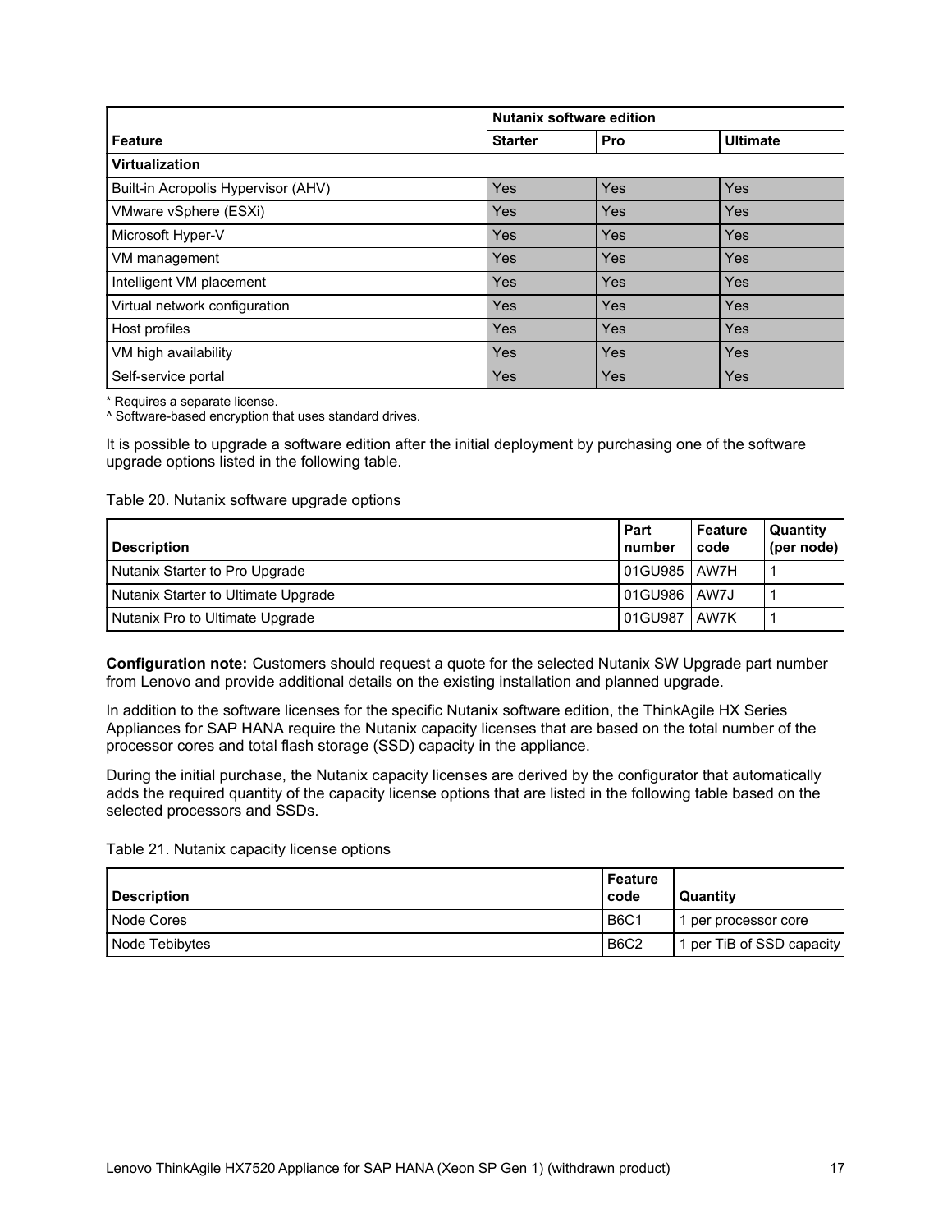| | Nutanix software edition | | |
|---|---|---|---|
| **Feature** | **Starter** | **Pro** | **Ultimate** |
| **Virtualization** | | | |
| Built-in Acropolis Hypervisor (AHV) | Yes | Yes | Yes |
| VMware vSphere (ESXi) | Yes | Yes | Yes |
| Microsoft Hyper-V | Yes | Yes | Yes |
| VM management | Yes | Yes | Yes |
| Intelligent VM placement | Yes | Yes | Yes |
| Virtual network configuration | Yes | Yes | Yes |
| Host profiles | Yes | Yes | Yes |
| VM high availability | Yes | Yes | Yes |
| Self-service portal | Yes | Yes | Yes |

* Requires a separate license.
^ Software-based encryption that uses standard drives.

It is possible to upgrade a software edition after the initial deployment by purchasing one of the software upgrade options listed in the following table.

Table 20. Nutanix software upgrade options

| Description | Part number | Feature code | Quantity (per node) |
|---|---|---|---|
| Nutanix Starter to Pro Upgrade | 01GU985 | AW7H | 1 |
| Nutanix Starter to Ultimate Upgrade | 01GU986 | AW7J | 1 |
| Nutanix Pro to Ultimate Upgrade | 01GU987 | AW7K | 1 |

**Configuration note:** Customers should request a quote for the selected Nutanix SW Upgrade part number from Lenovo and provide additional details on the existing installation and planned upgrade.

In addition to the software licenses for the specific Nutanix software edition, the ThinkAgile HX Series Appliances for SAP HANA require the Nutanix capacity licenses that are based on the total number of the processor cores and total flash storage (SSD) capacity in the appliance.

During the initial purchase, the Nutanix capacity licenses are derived by the configurator that automatically adds the required quantity of the capacity license options that are listed in the following table based on the selected processors and SSDs.

Table 21. Nutanix capacity license options

| Description | Feature code | Quantity |
|---|---|---|
| Node Cores | B6C1 | 1 per processor core |
| Node Tebibytes | B6C2 | 1 per TiB of SSD capacity |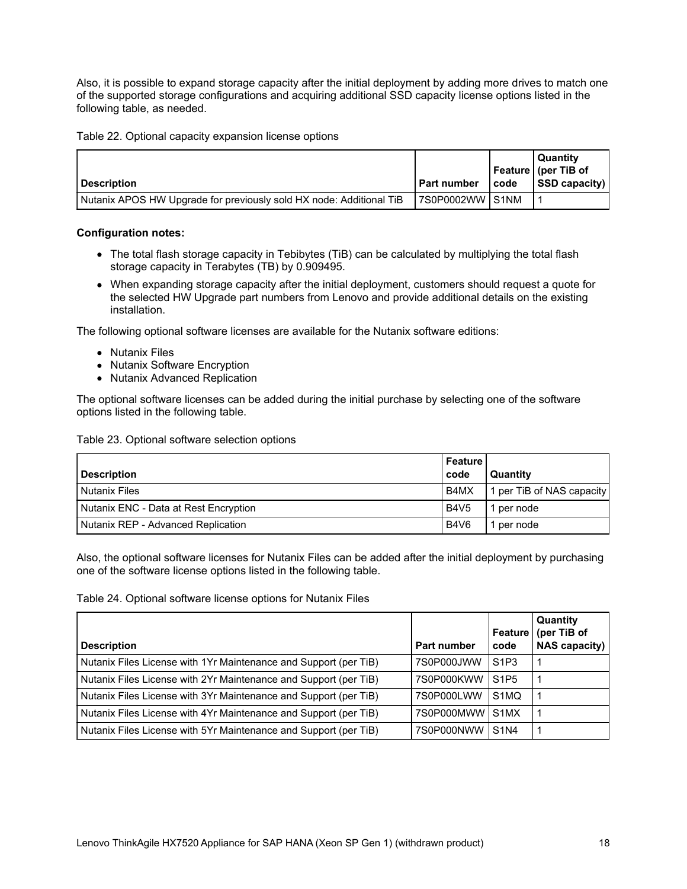Also, it is possible to expand storage capacity after the initial deployment by adding more drives to match one of the supported storage configurations and acquiring additional SSD capacity license options listed in the following table, as needed.

Table 22. Optional capacity expansion license options

| Description | Part number | Feature code | Quantity (per TiB of SSD capacity) |
|---|---|---|---|
| Nutanix APOS HW Upgrade for previously sold HX node: Additional TiB | 7S0P0002WW | S1NM | 1 |

**Configuration notes:**

- The total flash storage capacity in Tebibytes (TiB) can be calculated by multiplying the total flash storage capacity in Terabytes (TB) by 0.909495.
- When expanding storage capacity after the initial deployment, customers should request a quote for the selected HW Upgrade part numbers from Lenovo and provide additional details on the existing installation.

The following optional software licenses are available for the Nutanix software editions:

- Nutanix Files
- Nutanix Software Encryption
- Nutanix Advanced Replication

The optional software licenses can be added during the initial purchase by selecting one of the software options listed in the following table.

Table 23. Optional software selection options

| Description | Feature code | Quantity |
|---|---|---|
| Nutanix Files | B4MX | 1 per TiB of NAS capacity |
| Nutanix ENC - Data at Rest Encryption | B4V5 | 1 per node |
| Nutanix REP - Advanced Replication | B4V6 | 1 per node |

Also, the optional software licenses for Nutanix Files can be added after the initial deployment by purchasing one of the software license options listed in the following table.

Table 24. Optional software license options for Nutanix Files

| Description | Part number | Feature code | Quantity (per TiB of NAS capacity) |
|---|---|---|---|
| Nutanix Files License with 1Yr Maintenance and Support (per TiB) | 7S0P000JWW | S1P3 | 1 |
| Nutanix Files License with 2Yr Maintenance and Support (per TiB) | 7S0P000KWW | S1P5 | 1 |
| Nutanix Files License with 3Yr Maintenance and Support (per TiB) | 7S0P000LWW | S1MQ | 1 |
| Nutanix Files License with 4Yr Maintenance and Support (per TiB) | 7S0P000MWW | S1MX | 1 |
| Nutanix Files License with 5Yr Maintenance and Support (per TiB) | 7S0P000NWW | S1N4 | 1 |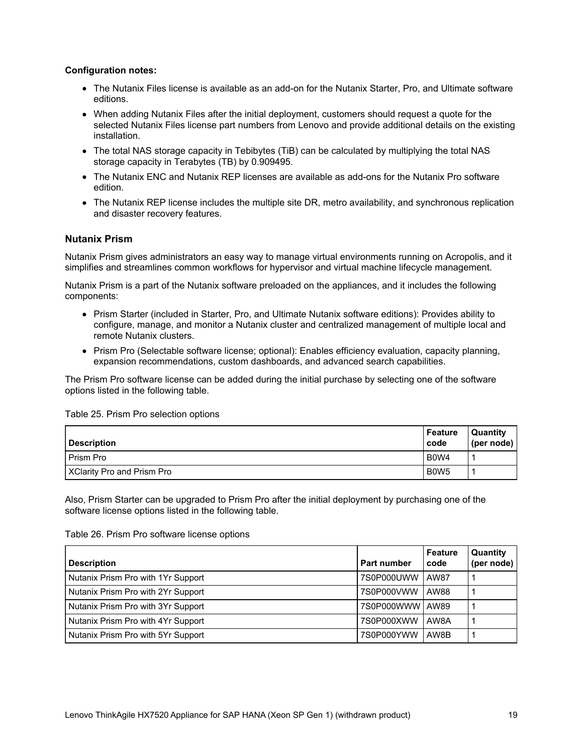**Configuration notes:**

- The Nutanix Files license is available as an add-on for the Nutanix Starter, Pro, and Ultimate software editions.
- When adding Nutanix Files after the initial deployment, customers should request a quote for the selected Nutanix Files license part numbers from Lenovo and provide additional details on the existing installation.
- The total NAS storage capacity in Tebibytes (TiB) can be calculated by multiplying the total NAS storage capacity in Terabytes (TB) by 0.909495.
- The Nutanix ENC and Nutanix REP licenses are available as add-ons for the Nutanix Pro software edition.
- The Nutanix REP license includes the multiple site DR, metro availability, and synchronous replication and disaster recovery features.

### Nutanix Prism

Nutanix Prism gives administrators an easy way to manage virtual environments running on Acropolis, and it simplifies and streamlines common workflows for hypervisor and virtual machine lifecycle management.

Nutanix Prism is a part of the Nutanix software preloaded on the appliances, and it includes the following components:

- Prism Starter (included in Starter, Pro, and Ultimate Nutanix software editions): Provides ability to configure, manage, and monitor a Nutanix cluster and centralized management of multiple local and remote Nutanix clusters.
- Prism Pro (Selectable software license; optional): Enables efficiency evaluation, capacity planning, expansion recommendations, custom dashboards, and advanced search capabilities.

The Prism Pro software license can be added during the initial purchase by selecting one of the software options listed in the following table.

Table 25. Prism Pro selection options

| Description | Feature code | Quantity (per node) |
|---|---|---|
| Prism Pro | B0W4 | 1 |
| XClarity Pro and Prism Pro | B0W5 | 1 |

Also, Prism Starter can be upgraded to Prism Pro after the initial deployment by purchasing one of the software license options listed in the following table.

Table 26. Prism Pro software license options

| Description | Part number | Feature code | Quantity (per node) |
|---|---|---|---|
| Nutanix Prism Pro with 1Yr Support | 7S0P000UWW | AW87 | 1 |
| Nutanix Prism Pro with 2Yr Support | 7S0P000VWW | AW88 | 1 |
| Nutanix Prism Pro with 3Yr Support | 7S0P000WWW | AW89 | 1 |
| Nutanix Prism Pro with 4Yr Support | 7S0P000XWW | AW8A | 1 |
| Nutanix Prism Pro with 5Yr Support | 7S0P000YWW | AW8B | 1 |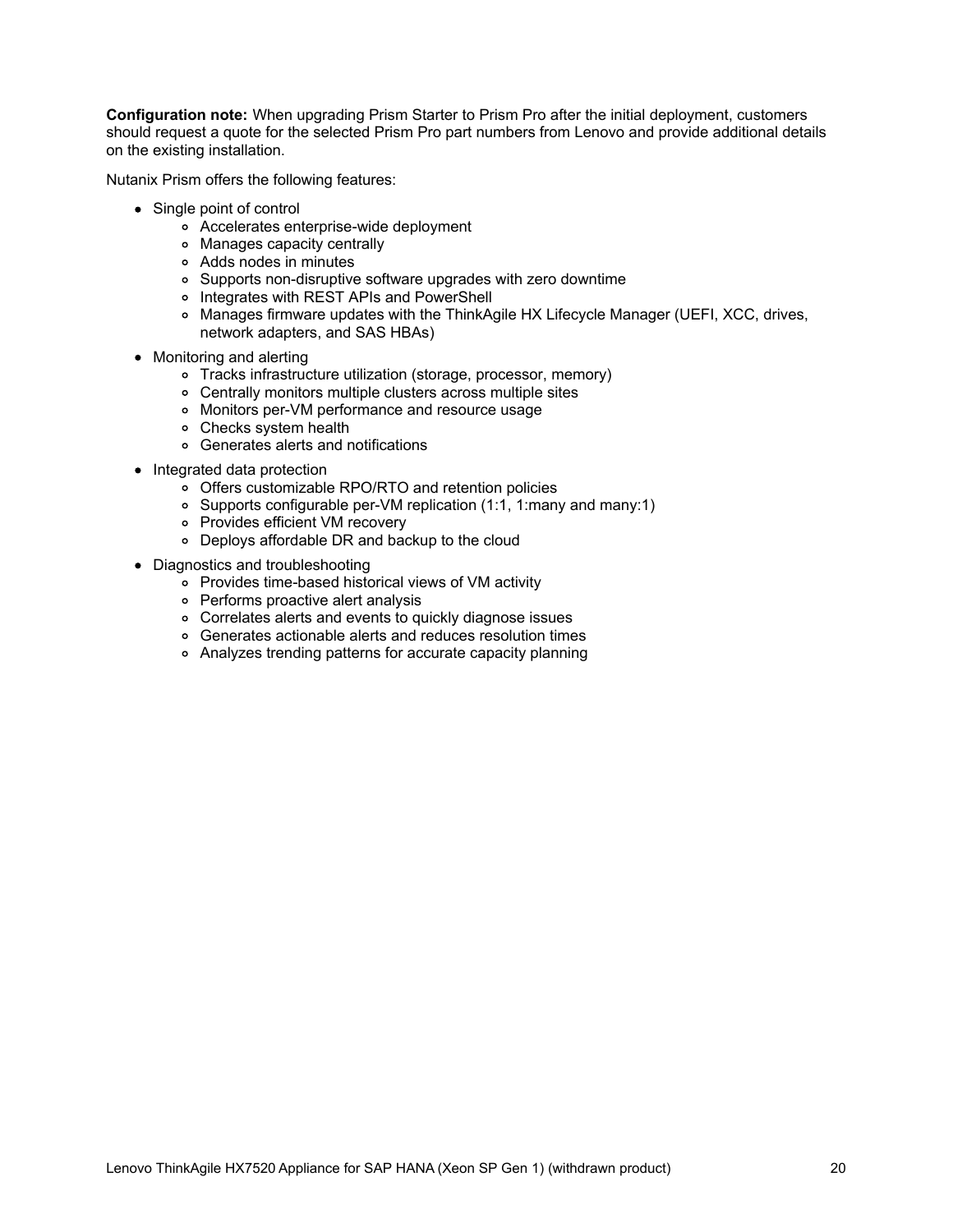**Configuration note:** When upgrading Prism Starter to Prism Pro after the initial deployment, customers should request a quote for the selected Prism Pro part numbers from Lenovo and provide additional details on the existing installation.

Nutanix Prism offers the following features:

- Single point of control
  - Accelerates enterprise-wide deployment
  - Manages capacity centrally
  - Adds nodes in minutes
  - Supports non-disruptive software upgrades with zero downtime
  - Integrates with REST APIs and PowerShell
  - Manages firmware updates with the ThinkAgile HX Lifecycle Manager (UEFI, XCC, drives, network adapters, and SAS HBAs)
- Monitoring and alerting
  - Tracks infrastructure utilization (storage, processor, memory)
  - Centrally monitors multiple clusters across multiple sites
  - Monitors per-VM performance and resource usage
  - Checks system health
  - Generates alerts and notifications
- Integrated data protection
  - Offers customizable RPO/RTO and retention policies
  - Supports configurable per-VM replication (1:1, 1:many and many:1)
  - Provides efficient VM recovery
  - Deploys affordable DR and backup to the cloud
- Diagnostics and troubleshooting
  - Provides time-based historical views of VM activity
  - Performs proactive alert analysis
  - Correlates alerts and events to quickly diagnose issues
  - Generates actionable alerts and reduces resolution times
  - Analyzes trending patterns for accurate capacity planning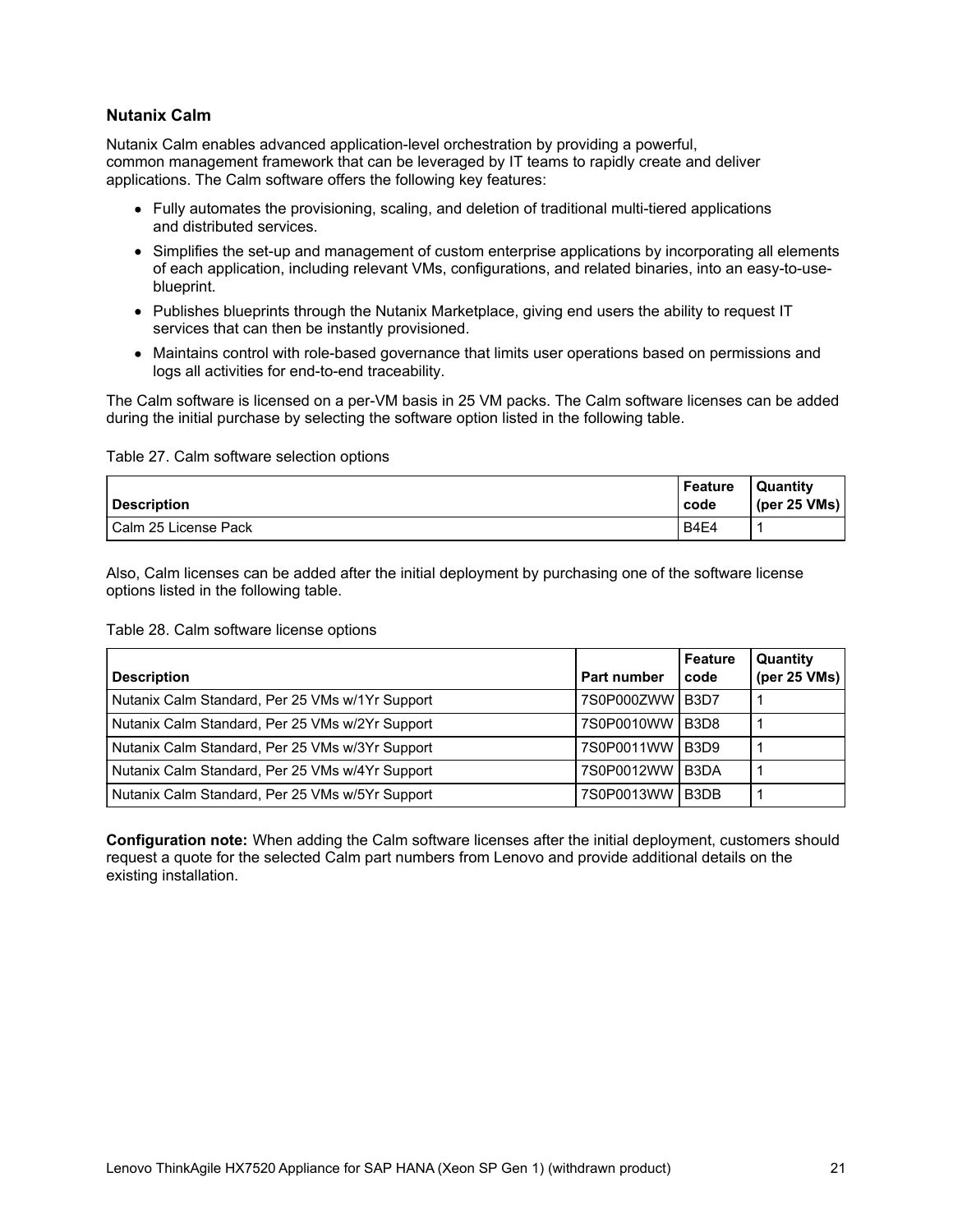### Nutanix Calm

Nutanix Calm enables advanced application-level orchestration by providing a powerful, common management framework that can be leveraged by IT teams to rapidly create and deliver applications. The Calm software offers the following key features:

- Fully automates the provisioning, scaling, and deletion of traditional multi-tiered applications and distributed services.
- Simplifies the set-up and management of custom enterprise applications by incorporating all elements of each application, including relevant VMs, configurations, and related binaries, into an easy-to-use-blueprint.
- Publishes blueprints through the Nutanix Marketplace, giving end users the ability to request IT services that can then be instantly provisioned.
- Maintains control with role-based governance that limits user operations based on permissions and logs all activities for end-to-end traceability.

The Calm software is licensed on a per-VM basis in 25 VM packs. The Calm software licenses can be added during the initial purchase by selecting the software option listed in the following table.

Table 27. Calm software selection options

| Description | Feature code | Quantity (per 25 VMs) |
|---|---|---|
| Calm 25 License Pack | B4E4 | 1 |

Also, Calm licenses can be added after the initial deployment by purchasing one of the software license options listed in the following table.

Table 28. Calm software license options

| Description | Part number | Feature code | Quantity (per 25 VMs) |
|---|---|---|---|
| Nutanix Calm Standard, Per 25 VMs w/1Yr Support | 7S0P000ZWW | B3D7 | 1 |
| Nutanix Calm Standard, Per 25 VMs w/2Yr Support | 7S0P0010WW | B3D8 | 1 |
| Nutanix Calm Standard, Per 25 VMs w/3Yr Support | 7S0P0011WW | B3D9 | 1 |
| Nutanix Calm Standard, Per 25 VMs w/4Yr Support | 7S0P0012WW | B3DA | 1 |
| Nutanix Calm Standard, Per 25 VMs w/5Yr Support | 7S0P0013WW | B3DB | 1 |

**Configuration note:** When adding the Calm software licenses after the initial deployment, customers should request a quote for the selected Calm part numbers from Lenovo and provide additional details on the existing installation.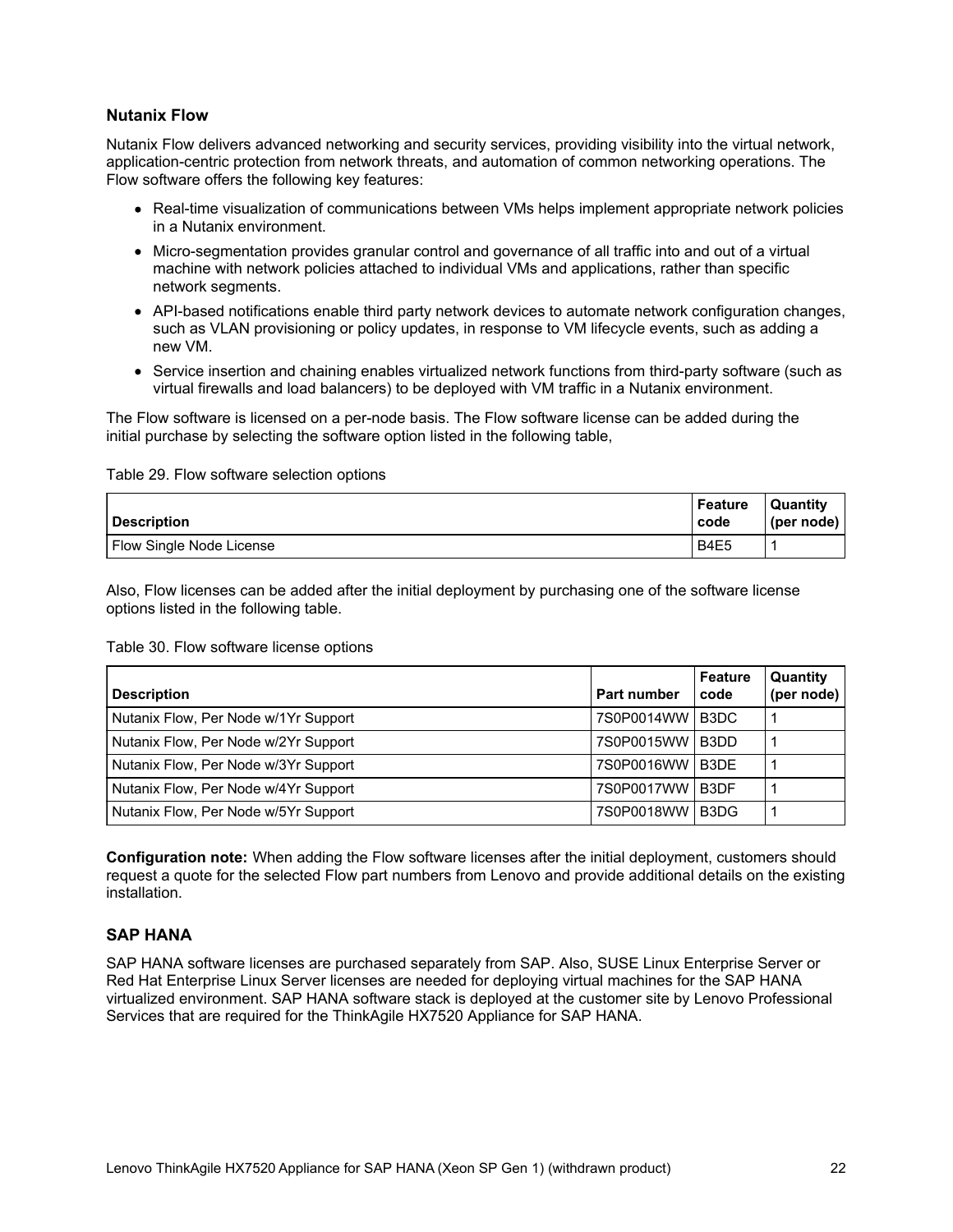### Nutanix Flow

Nutanix Flow delivers advanced networking and security services, providing visibility into the virtual network, application-centric protection from network threats, and automation of common networking operations. The Flow software offers the following key features:

- Real-time visualization of communications between VMs helps implement appropriate network policies in a Nutanix environment.
- Micro-segmentation provides granular control and governance of all traffic into and out of a virtual machine with network policies attached to individual VMs and applications, rather than specific network segments.
- API-based notifications enable third party network devices to automate network configuration changes, such as VLAN provisioning or policy updates, in response to VM lifecycle events, such as adding a new VM.
- Service insertion and chaining enables virtualized network functions from third-party software (such as virtual firewalls and load balancers) to be deployed with VM traffic in a Nutanix environment.

The Flow software is licensed on a per-node basis. The Flow software license can be added during the initial purchase by selecting the software option listed in the following table,

Table 29. Flow software selection options

| Description | Feature code | Quantity (per node) |
| --- | --- | --- |
| Flow Single Node License | B4E5 | 1 |

Also, Flow licenses can be added after the initial deployment by purchasing one of the software license options listed in the following table.

Table 30. Flow software license options

| Description | Part number | Feature code | Quantity (per node) |
| --- | --- | --- | --- |
| Nutanix Flow, Per Node w/1Yr Support | 7S0P0014WW | B3DC | 1 |
| Nutanix Flow, Per Node w/2Yr Support | 7S0P0015WW | B3DD | 1 |
| Nutanix Flow, Per Node w/3Yr Support | 7S0P0016WW | B3DE | 1 |
| Nutanix Flow, Per Node w/4Yr Support | 7S0P0017WW | B3DF | 1 |
| Nutanix Flow, Per Node w/5Yr Support | 7S0P0018WW | B3DG | 1 |

**Configuration note:** When adding the Flow software licenses after the initial deployment, customers should request a quote for the selected Flow part numbers from Lenovo and provide additional details on the existing installation.

### SAP HANA

SAP HANA software licenses are purchased separately from SAP. Also, SUSE Linux Enterprise Server or Red Hat Enterprise Linux Server licenses are needed for deploying virtual machines for the SAP HANA virtualized environment. SAP HANA software stack is deployed at the customer site by Lenovo Professional Services that are required for the ThinkAgile HX7520 Appliance for SAP HANA.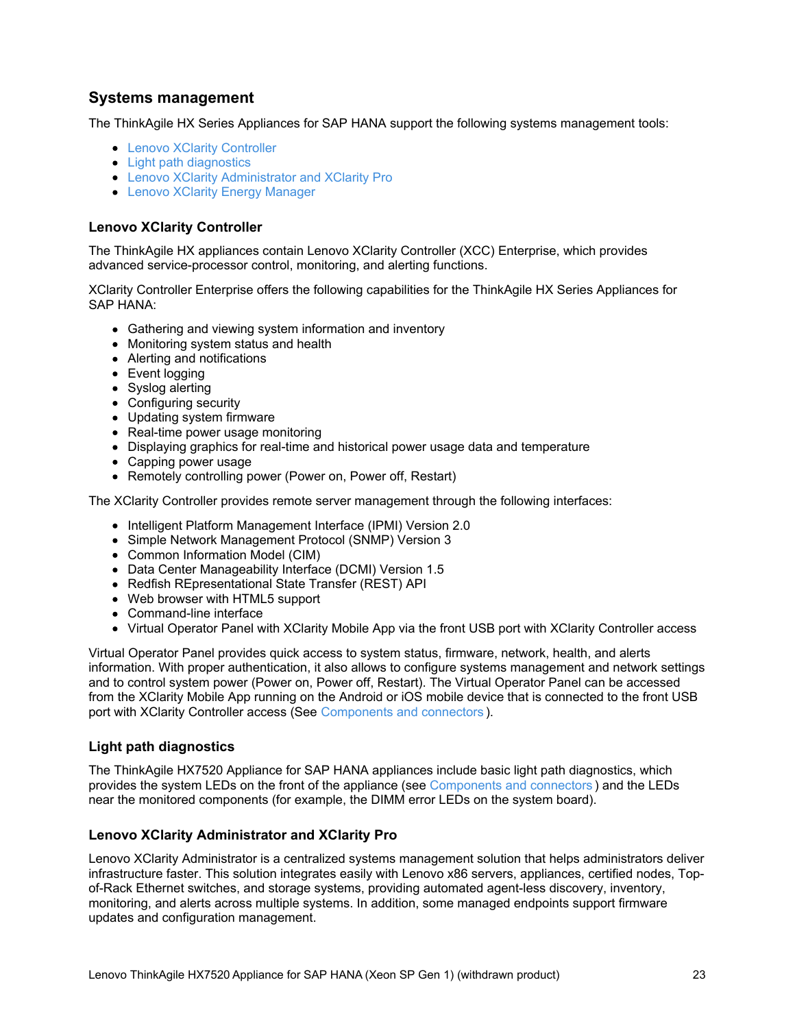## Systems management

The ThinkAgile HX Series Appliances for SAP HANA support the following systems management tools:

- Lenovo XClarity Controller
- Light path diagnostics
- Lenovo XClarity Administrator and XClarity Pro
- Lenovo XClarity Energy Manager

### Lenovo XClarity Controller

The ThinkAgile HX appliances contain Lenovo XClarity Controller (XCC) Enterprise, which provides advanced service-processor control, monitoring, and alerting functions.

XClarity Controller Enterprise offers the following capabilities for the ThinkAgile HX Series Appliances for SAP HANA:

- Gathering and viewing system information and inventory
- Monitoring system status and health
- Alerting and notifications
- Event logging
- Syslog alerting
- Configuring security
- Updating system firmware
- Real-time power usage monitoring
- Displaying graphics for real-time and historical power usage data and temperature
- Capping power usage
- Remotely controlling power (Power on, Power off, Restart)

The XClarity Controller provides remote server management through the following interfaces:

- Intelligent Platform Management Interface (IPMI) Version 2.0
- Simple Network Management Protocol (SNMP) Version 3
- Common Information Model (CIM)
- Data Center Manageability Interface (DCMI) Version 1.5
- Redfish REpresentational State Transfer (REST) API
- Web browser with HTML5 support
- Command-line interface
- Virtual Operator Panel with XClarity Mobile App via the front USB port with XClarity Controller access

Virtual Operator Panel provides quick access to system status, firmware, network, health, and alerts information. With proper authentication, it also allows to configure systems management and network settings and to control system power (Power on, Power off, Restart). The Virtual Operator Panel can be accessed from the XClarity Mobile App running on the Android or iOS mobile device that is connected to the front USB port with XClarity Controller access (See Components and connectors ).

### Light path diagnostics

The ThinkAgile HX7520 Appliance for SAP HANA appliances include basic light path diagnostics, which provides the system LEDs on the front of the appliance (see Components and connectors ) and the LEDs near the monitored components (for example, the DIMM error LEDs on the system board).

### Lenovo XClarity Administrator and XClarity Pro

Lenovo XClarity Administrator is a centralized systems management solution that helps administrators deliver infrastructure faster. This solution integrates easily with Lenovo x86 servers, appliances, certified nodes, Top-of-Rack Ethernet switches, and storage systems, providing automated agent-less discovery, inventory, monitoring, and alerts across multiple systems. In addition, some managed endpoints support firmware updates and configuration management.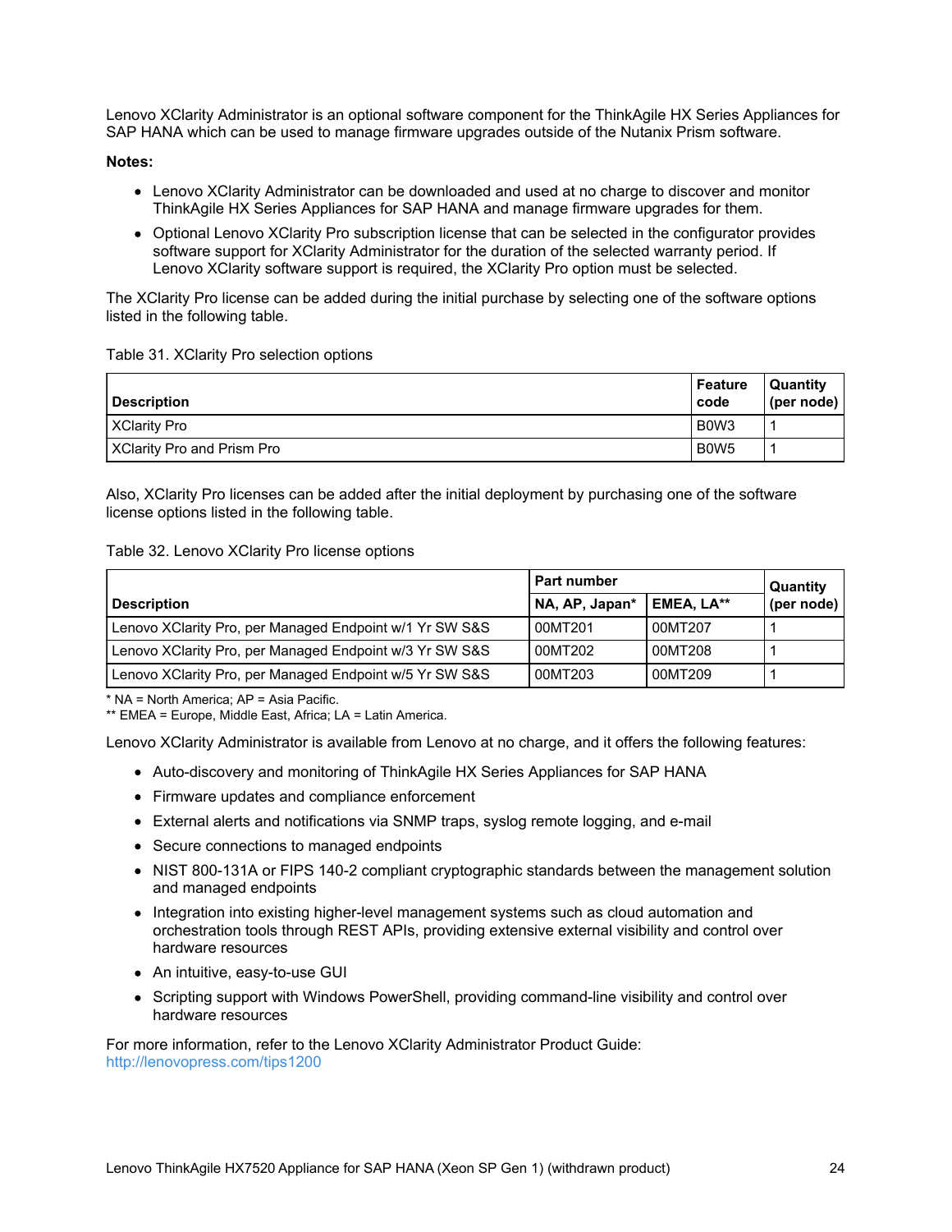Lenovo XClarity Administrator is an optional software component for the ThinkAgile HX Series Appliances for SAP HANA which can be used to manage firmware upgrades outside of the Nutanix Prism software.

**Notes:**

- Lenovo XClarity Administrator can be downloaded and used at no charge to discover and monitor ThinkAgile HX Series Appliances for SAP HANA and manage firmware upgrades for them.
- Optional Lenovo XClarity Pro subscription license that can be selected in the configurator provides software support for XClarity Administrator for the duration of the selected warranty period. If Lenovo XClarity software support is required, the XClarity Pro option must be selected.

The XClarity Pro license can be added during the initial purchase by selecting one of the software options listed in the following table.

Table 31. XClarity Pro selection options

| Description | Feature code | Quantity (per node) |
|---|---|---|
| XClarity Pro | B0W3 | 1 |
| XClarity Pro and Prism Pro | B0W5 | 1 |

Also, XClarity Pro licenses can be added after the initial deployment by purchasing one of the software license options listed in the following table.

Table 32. Lenovo XClarity Pro license options

| Description | Part number | | Quantity (per node) |
|---|---|---|---|
| | NA, AP, Japan* | EMEA, LA** | |
| Lenovo XClarity Pro, per Managed Endpoint w/1 Yr SW S&S | 00MT201 | 00MT207 | 1 |
| Lenovo XClarity Pro, per Managed Endpoint w/3 Yr SW S&S | 00MT202 | 00MT208 | 1 |
| Lenovo XClarity Pro, per Managed Endpoint w/5 Yr SW S&S | 00MT203 | 00MT209 | 1 |

\* NA = North America; AP = Asia Pacific.
** EMEA = Europe, Middle East, Africa; LA = Latin America.

Lenovo XClarity Administrator is available from Lenovo at no charge, and it offers the following features:

- Auto-discovery and monitoring of ThinkAgile HX Series Appliances for SAP HANA
- Firmware updates and compliance enforcement
- External alerts and notifications via SNMP traps, syslog remote logging, and e-mail
- Secure connections to managed endpoints
- NIST 800-131A or FIPS 140-2 compliant cryptographic standards between the management solution and managed endpoints
- Integration into existing higher-level management systems such as cloud automation and orchestration tools through REST APIs, providing extensive external visibility and control over hardware resources
- An intuitive, easy-to-use GUI
- Scripting support with Windows PowerShell, providing command-line visibility and control over hardware resources

For more information, refer to the Lenovo XClarity Administrator Product Guide:
http://lenovopress.com/tips1200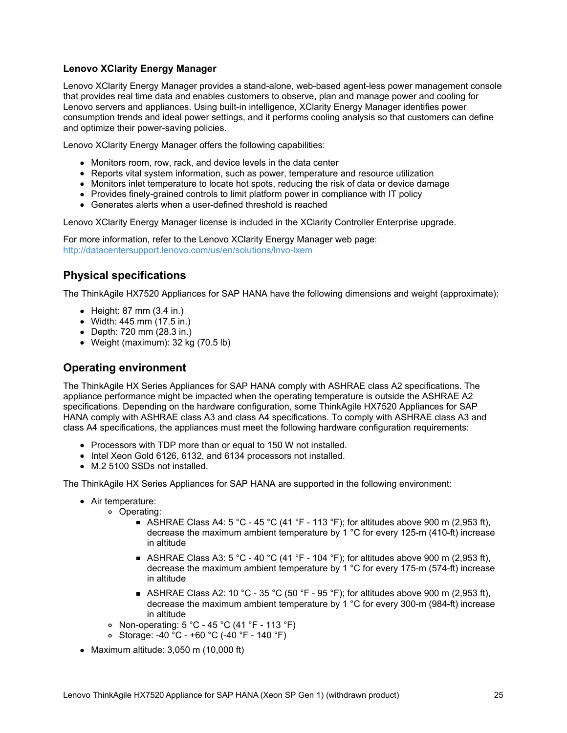### Lenovo XClarity Energy Manager

Lenovo XClarity Energy Manager provides a stand-alone, web-based agent-less power management console that provides real time data and enables customers to observe, plan and manage power and cooling for Lenovo servers and appliances. Using built-in intelligence, XClarity Energy Manager identifies power consumption trends and ideal power settings, and it performs cooling analysis so that customers can define and optimize their power-saving policies.

Lenovo XClarity Energy Manager offers the following capabilities:

- Monitors room, row, rack, and device levels in the data center
- Reports vital system information, such as power, temperature and resource utilization
- Monitors inlet temperature to locate hot spots, reducing the risk of data or device damage
- Provides finely-grained controls to limit platform power in compliance with IT policy
- Generates alerts when a user-defined threshold is reached

Lenovo XClarity Energy Manager license is included in the XClarity Controller Enterprise upgrade.

For more information, refer to the Lenovo XClarity Energy Manager web page:
http://datacentersupport.lenovo.com/us/en/solutions/lnvo-lxem

## Physical specifications

The ThinkAgile HX7520 Appliances for SAP HANA have the following dimensions and weight (approximate):

- Height: 87 mm (3.4 in.)
- Width: 445 mm (17.5 in.)
- Depth: 720 mm (28.3 in.)
- Weight (maximum): 32 kg (70.5 lb)

## Operating environment

The ThinkAgile HX Series Appliances for SAP HANA comply with ASHRAE class A2 specifications. The appliance performance might be impacted when the operating temperature is outside the ASHRAE A2 specifications. Depending on the hardware configuration, some ThinkAgile HX7520 Appliances for SAP HANA comply with ASHRAE class A3 and class A4 specifications. To comply with ASHRAE class A3 and class A4 specifications, the appliances must meet the following hardware configuration requirements:

- Processors with TDP more than or equal to 150 W not installed.
- Intel Xeon Gold 6126, 6132, and 6134 processors not installed.
- M.2 5100 SSDs not installed.

The ThinkAgile HX Series Appliances for SAP HANA are supported in the following environment:

- Air temperature:
  - Operating:
    - ASHRAE Class A4: 5 °C - 45 °C (41 °F - 113 °F); for altitudes above 900 m (2,953 ft), decrease the maximum ambient temperature by 1 °C for every 125-m (410-ft) increase in altitude
    - ASHRAE Class A3: 5 °C - 40 °C (41 °F - 104 °F); for altitudes above 900 m (2,953 ft), decrease the maximum ambient temperature by 1 °C for every 175-m (574-ft) increase in altitude
    - ASHRAE Class A2: 10 °C - 35 °C (50 °F - 95 °F); for altitudes above 900 m (2,953 ft), decrease the maximum ambient temperature by 1 °C for every 300-m (984-ft) increase in altitude
  - Non-operating: 5 °C - 45 °C (41 °F - 113 °F)
  - Storage: -40 °C - +60 °C (-40 °F - 140 °F)
- Maximum altitude: 3,050 m (10,000 ft)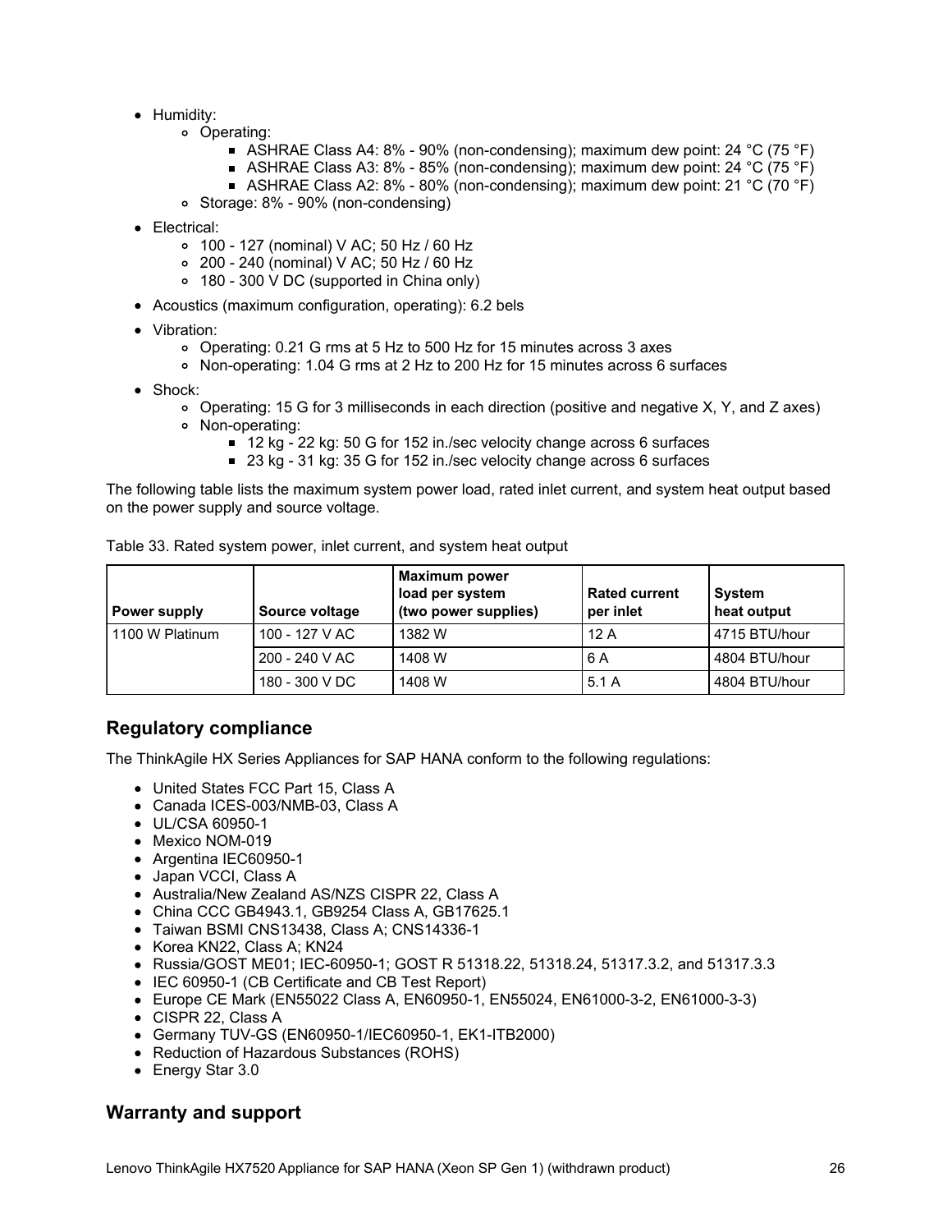- Humidity:
  - Operating:
    - ASHRAE Class A4: 8% - 90% (non-condensing); maximum dew point: 24 °C (75 °F)
    - ASHRAE Class A3: 8% - 85% (non-condensing); maximum dew point: 24 °C (75 °F)
    - ASHRAE Class A2: 8% - 80% (non-condensing); maximum dew point: 21 °C (70 °F)
  - Storage: 8% - 90% (non-condensing)
- Electrical:
  - 100 - 127 (nominal) V AC; 50 Hz / 60 Hz
  - 200 - 240 (nominal) V AC; 50 Hz / 60 Hz
  - 180 - 300 V DC (supported in China only)
- Acoustics (maximum configuration, operating): 6.2 bels
- Vibration:
  - Operating: 0.21 G rms at 5 Hz to 500 Hz for 15 minutes across 3 axes
  - Non-operating: 1.04 G rms at 2 Hz to 200 Hz for 15 minutes across 6 surfaces
- Shock:
  - Operating: 15 G for 3 milliseconds in each direction (positive and negative X, Y, and Z axes)
  - Non-operating:
    - 12 kg - 22 kg: 50 G for 152 in./sec velocity change across 6 surfaces
    - 23 kg - 31 kg: 35 G for 152 in./sec velocity change across 6 surfaces

The following table lists the maximum system power load, rated inlet current, and system heat output based on the power supply and source voltage.

Table 33. Rated system power, inlet current, and system heat output

| Power supply | Source voltage | Maximum power load per system (two power supplies) | Rated current per inlet | System heat output |
|---|---|---|---|---|
| 1100 W Platinum | 100 - 127 V AC | 1382 W | 12 A | 4715 BTU/hour |
| | 200 - 240 V AC | 1408 W | 6 A | 4804 BTU/hour |
| | 180 - 300 V DC | 1408 W | 5.1 A | 4804 BTU/hour |

## Regulatory compliance

The ThinkAgile HX Series Appliances for SAP HANA conform to the following regulations:

- United States FCC Part 15, Class A
- Canada ICES-003/NMB-03, Class A
- UL/CSA 60950-1
- Mexico NOM-019
- Argentina IEC60950-1
- Japan VCCI, Class A
- Australia/New Zealand AS/NZS CISPR 22, Class A
- China CCC GB4943.1, GB9254 Class A, GB17625.1
- Taiwan BSMI CNS13438, Class A; CNS14336-1
- Korea KN22, Class A; KN24
- Russia/GOST ME01; IEC-60950-1; GOST R 51318.22, 51318.24, 51317.3.2, and 51317.3.3
- IEC 60950-1 (CB Certificate and CB Test Report)
- Europe CE Mark (EN55022 Class A, EN60950-1, EN55024, EN61000-3-2, EN61000-3-3)
- CISPR 22, Class A
- Germany TUV-GS (EN60950-1/IEC60950-1, EK1-ITB2000)
- Reduction of Hazardous Substances (ROHS)
- Energy Star 3.0

## Warranty and support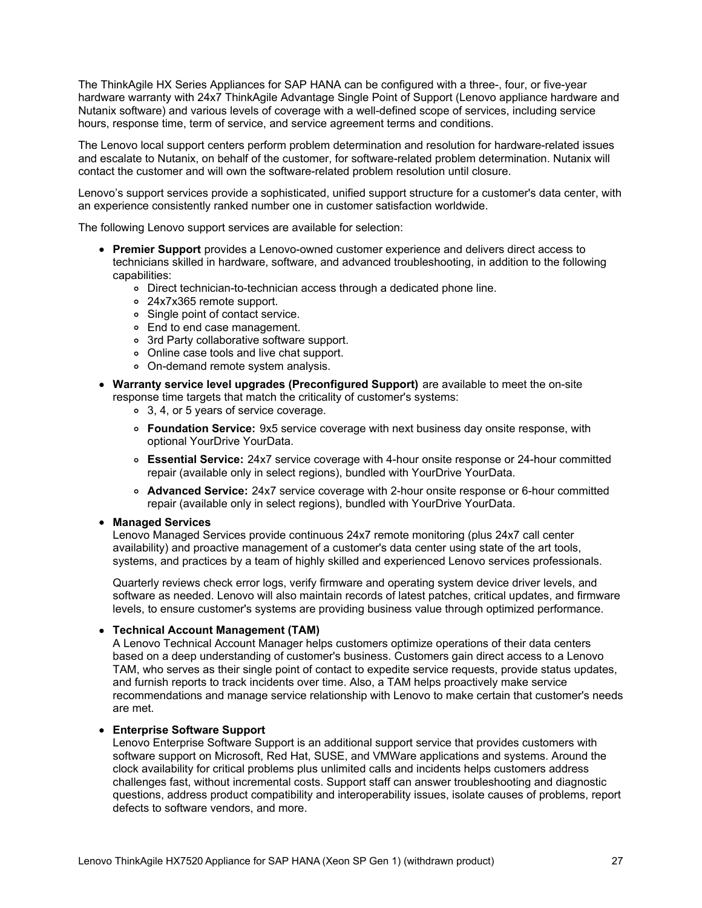The ThinkAgile HX Series Appliances for SAP HANA can be configured with a three-, four, or five-year hardware warranty with 24x7 ThinkAgile Advantage Single Point of Support (Lenovo appliance hardware and Nutanix software) and various levels of coverage with a well-defined scope of services, including service hours, response time, term of service, and service agreement terms and conditions.

The Lenovo local support centers perform problem determination and resolution for hardware-related issues and escalate to Nutanix, on behalf of the customer, for software-related problem determination. Nutanix will contact the customer and will own the software-related problem resolution until closure.

Lenovo's support services provide a sophisticated, unified support structure for a customer's data center, with an experience consistently ranked number one in customer satisfaction worldwide.

The following Lenovo support services are available for selection:

- **Premier Support** provides a Lenovo-owned customer experience and delivers direct access to technicians skilled in hardware, software, and advanced troubleshooting, in addition to the following capabilities:
  - Direct technician-to-technician access through a dedicated phone line.
  - 24x7x365 remote support.
  - Single point of contact service.
  - End to end case management.
  - 3rd Party collaborative software support.
  - Online case tools and live chat support.
  - On-demand remote system analysis.
- **Warranty service level upgrades (Preconfigured Support)** are available to meet the on-site response time targets that match the criticality of customer's systems:
  - 3, 4, or 5 years of service coverage.
  - **Foundation Service:** 9x5 service coverage with next business day onsite response, with optional YourDrive YourData.
  - **Essential Service:** 24x7 service coverage with 4-hour onsite response or 24-hour committed repair (available only in select regions), bundled with YourDrive YourData.
  - **Advanced Service:** 24x7 service coverage with 2-hour onsite response or 6-hour committed repair (available only in select regions), bundled with YourDrive YourData.
- **Managed Services**

  Lenovo Managed Services provide continuous 24x7 remote monitoring (plus 24x7 call center availability) and proactive management of a customer's data center using state of the art tools, systems, and practices by a team of highly skilled and experienced Lenovo services professionals.

  Quarterly reviews check error logs, verify firmware and operating system device driver levels, and software as needed. Lenovo will also maintain records of latest patches, critical updates, and firmware levels, to ensure customer's systems are providing business value through optimized performance.

- **Technical Account Management (TAM)**

  A Lenovo Technical Account Manager helps customers optimize operations of their data centers based on a deep understanding of customer's business. Customers gain direct access to a Lenovo TAM, who serves as their single point of contact to expedite service requests, provide status updates, and furnish reports to track incidents over time. Also, a TAM helps proactively make service recommendations and manage service relationship with Lenovo to make certain that customer's needs are met.

- **Enterprise Software Support**

  Lenovo Enterprise Software Support is an additional support service that provides customers with software support on Microsoft, Red Hat, SUSE, and VMWare applications and systems. Around the clock availability for critical problems plus unlimited calls and incidents helps customers address challenges fast, without incremental costs. Support staff can answer troubleshooting and diagnostic questions, address product compatibility and interoperability issues, isolate causes of problems, report defects to software vendors, and more.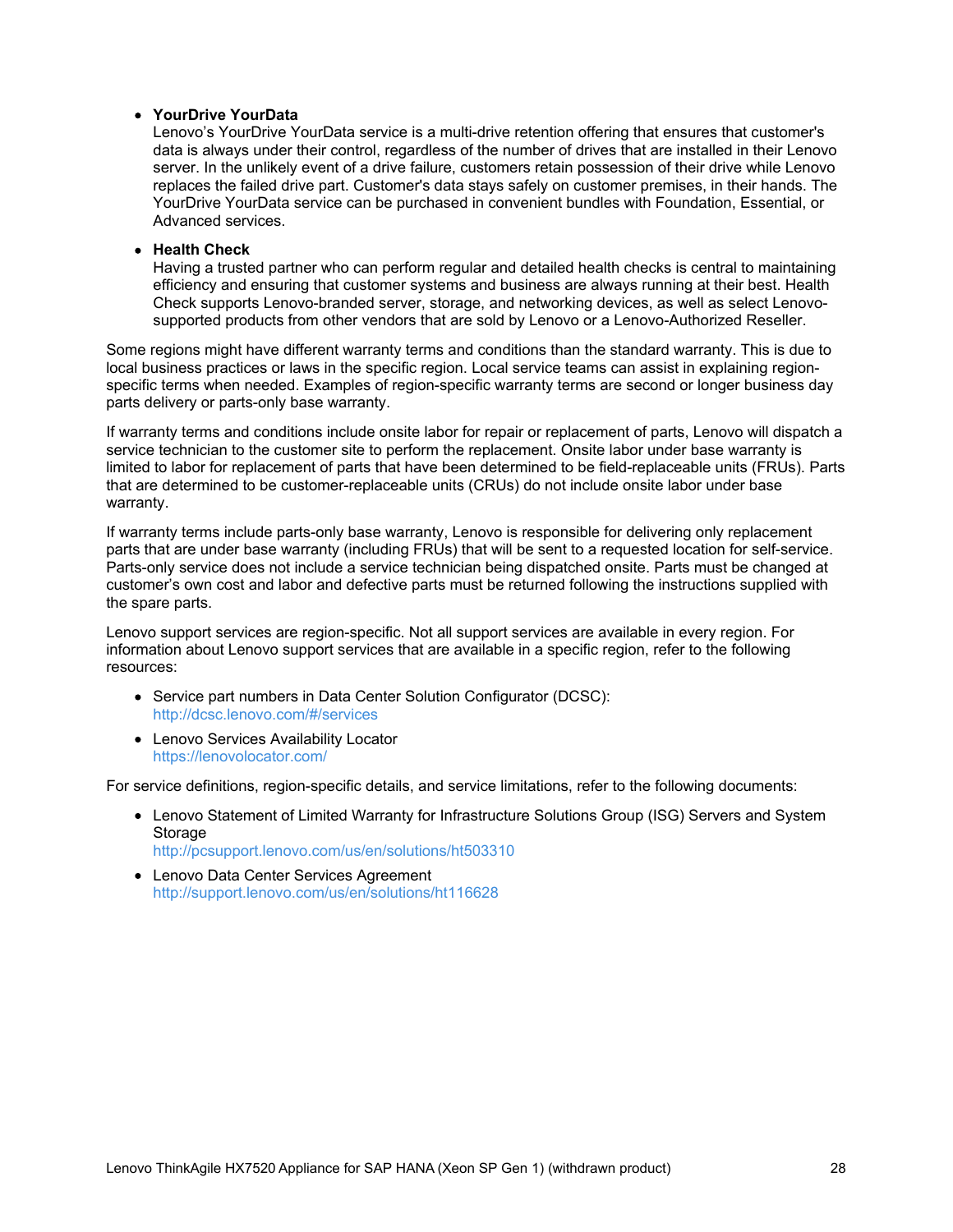- **YourDrive YourData**
  Lenovo's YourDrive YourData service is a multi-drive retention offering that ensures that customer's data is always under their control, regardless of the number of drives that are installed in their Lenovo server. In the unlikely event of a drive failure, customers retain possession of their drive while Lenovo replaces the failed drive part. Customer's data stays safely on customer premises, in their hands. The YourDrive YourData service can be purchased in convenient bundles with Foundation, Essential, or Advanced services.

- **Health Check**
  Having a trusted partner who can perform regular and detailed health checks is central to maintaining efficiency and ensuring that customer systems and business are always running at their best. Health Check supports Lenovo-branded server, storage, and networking devices, as well as select Lenovo-supported products from other vendors that are sold by Lenovo or a Lenovo-Authorized Reseller.

Some regions might have different warranty terms and conditions than the standard warranty. This is due to local business practices or laws in the specific region. Local service teams can assist in explaining region-specific terms when needed. Examples of region-specific warranty terms are second or longer business day parts delivery or parts-only base warranty.

If warranty terms and conditions include onsite labor for repair or replacement of parts, Lenovo will dispatch a service technician to the customer site to perform the replacement. Onsite labor under base warranty is limited to labor for replacement of parts that have been determined to be field-replaceable units (FRUs). Parts that are determined to be customer-replaceable units (CRUs) do not include onsite labor under base warranty.

If warranty terms include parts-only base warranty, Lenovo is responsible for delivering only replacement parts that are under base warranty (including FRUs) that will be sent to a requested location for self-service. Parts-only service does not include a service technician being dispatched onsite. Parts must be changed at customer's own cost and labor and defective parts must be returned following the instructions supplied with the spare parts.

Lenovo support services are region-specific. Not all support services are available in every region. For information about Lenovo support services that are available in a specific region, refer to the following resources:

- Service part numbers in Data Center Solution Configurator (DCSC):
  http://dcsc.lenovo.com/#/services
- Lenovo Services Availability Locator
  https://lenovolocator.com/

For service definitions, region-specific details, and service limitations, refer to the following documents:

- Lenovo Statement of Limited Warranty for Infrastructure Solutions Group (ISG) Servers and System Storage
  http://pcsupport.lenovo.com/us/en/solutions/ht503310
- Lenovo Data Center Services Agreement
  http://support.lenovo.com/us/en/solutions/ht116628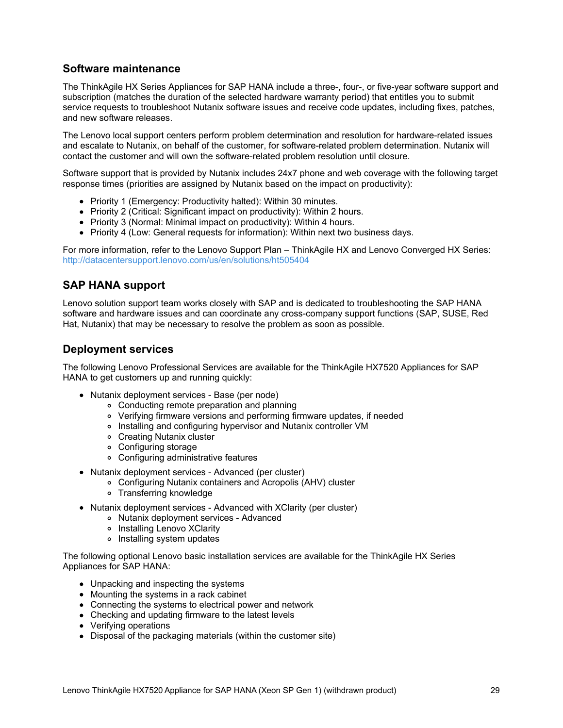## Software maintenance

The ThinkAgile HX Series Appliances for SAP HANA include a three-, four-, or five-year software support and subscription (matches the duration of the selected hardware warranty period) that entitles you to submit service requests to troubleshoot Nutanix software issues and receive code updates, including fixes, patches, and new software releases.

The Lenovo local support centers perform problem determination and resolution for hardware-related issues and escalate to Nutanix, on behalf of the customer, for software-related problem determination. Nutanix will contact the customer and will own the software-related problem resolution until closure.

Software support that is provided by Nutanix includes 24x7 phone and web coverage with the following target response times (priorities are assigned by Nutanix based on the impact on productivity):

- Priority 1 (Emergency: Productivity halted): Within 30 minutes.
- Priority 2 (Critical: Significant impact on productivity): Within 2 hours.
- Priority 3 (Normal: Minimal impact on productivity): Within 4 hours.
- Priority 4 (Low: General requests for information): Within next two business days.

For more information, refer to the Lenovo Support Plan – ThinkAgile HX and Lenovo Converged HX Series: http://datacentersupport.lenovo.com/us/en/solutions/ht505404

## SAP HANA support

Lenovo solution support team works closely with SAP and is dedicated to troubleshooting the SAP HANA software and hardware issues and can coordinate any cross-company support functions (SAP, SUSE, Red Hat, Nutanix) that may be necessary to resolve the problem as soon as possible.

## Deployment services

The following Lenovo Professional Services are available for the ThinkAgile HX7520 Appliances for SAP HANA to get customers up and running quickly:

- Nutanix deployment services - Base (per node)
  - Conducting remote preparation and planning
  - Verifying firmware versions and performing firmware updates, if needed
  - Installing and configuring hypervisor and Nutanix controller VM
  - Creating Nutanix cluster
  - Configuring storage
  - Configuring administrative features
- Nutanix deployment services - Advanced (per cluster)
  - Configuring Nutanix containers and Acropolis (AHV) cluster
  - Transferring knowledge
- Nutanix deployment services - Advanced with XClarity (per cluster)
  - Nutanix deployment services - Advanced
  - Installing Lenovo XClarity
  - Installing system updates

The following optional Lenovo basic installation services are available for the ThinkAgile HX Series Appliances for SAP HANA:

- Unpacking and inspecting the systems
- Mounting the systems in a rack cabinet
- Connecting the systems to electrical power and network
- Checking and updating firmware to the latest levels
- Verifying operations
- Disposal of the packaging materials (within the customer site)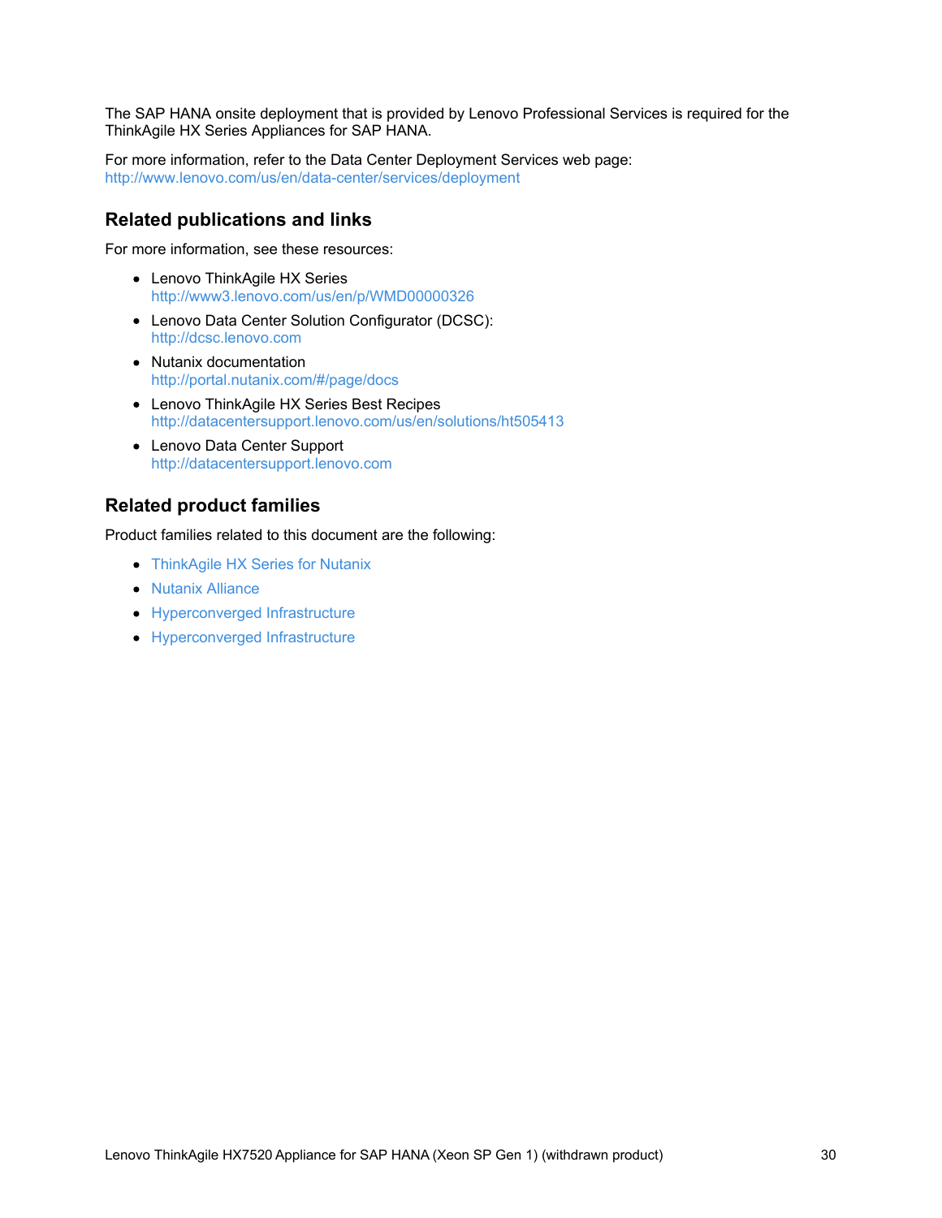The SAP HANA onsite deployment that is provided by Lenovo Professional Services is required for the ThinkAgile HX Series Appliances for SAP HANA.

For more information, refer to the Data Center Deployment Services web page:
http://www.lenovo.com/us/en/data-center/services/deployment

## Related publications and links

For more information, see these resources:

- Lenovo ThinkAgile HX Series
  http://www3.lenovo.com/us/en/p/WMD00000326
- Lenovo Data Center Solution Configurator (DCSC):
  http://dcsc.lenovo.com
- Nutanix documentation
  http://portal.nutanix.com/#/page/docs
- Lenovo ThinkAgile HX Series Best Recipes
  http://datacentersupport.lenovo.com/us/en/solutions/ht505413
- Lenovo Data Center Support
  http://datacentersupport.lenovo.com

## Related product families

Product families related to this document are the following:

- ThinkAgile HX Series for Nutanix
- Nutanix Alliance
- Hyperconverged Infrastructure
- Hyperconverged Infrastructure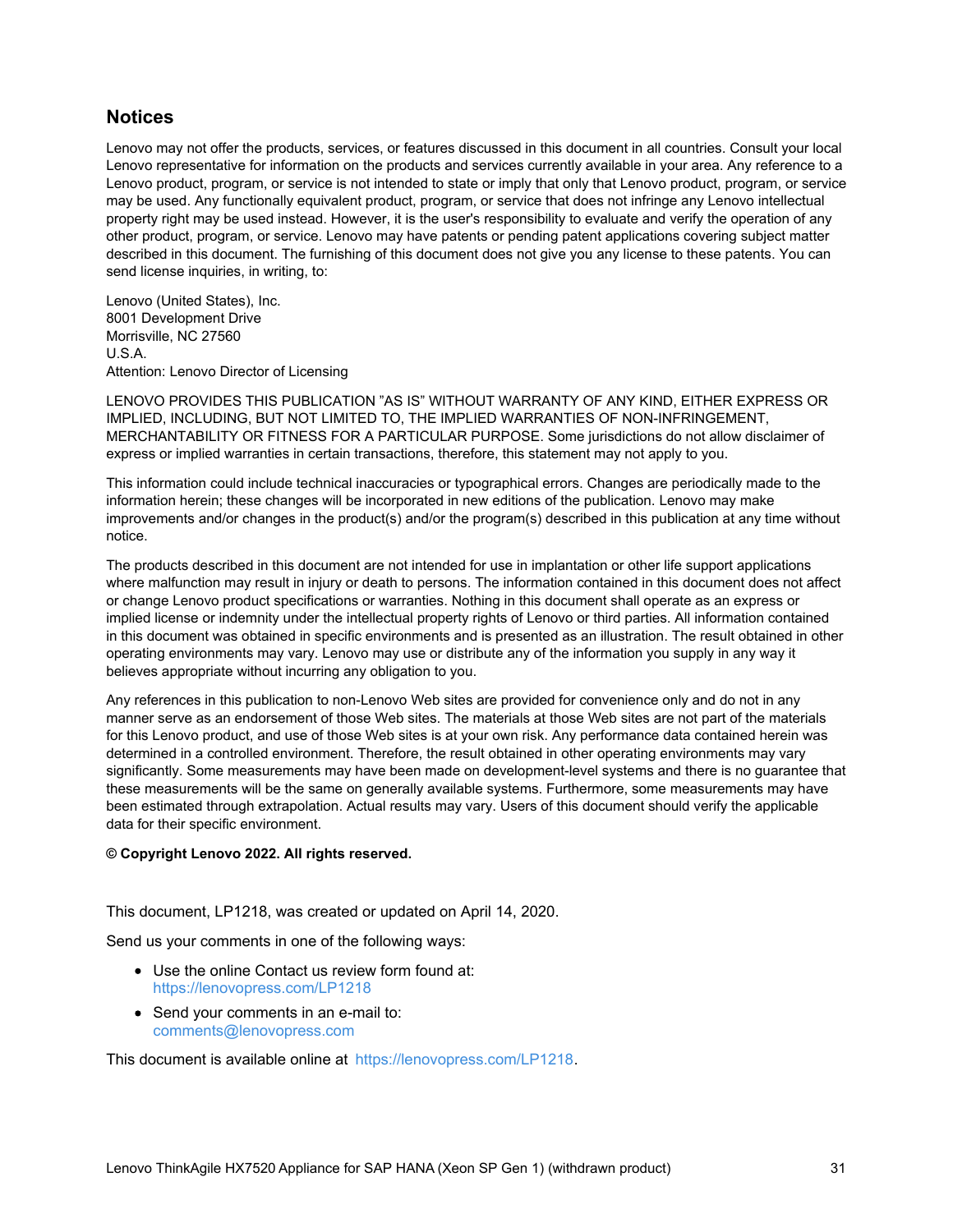## Notices

Lenovo may not offer the products, services, or features discussed in this document in all countries. Consult your local Lenovo representative for information on the products and services currently available in your area. Any reference to a Lenovo product, program, or service is not intended to state or imply that only that Lenovo product, program, or service may be used. Any functionally equivalent product, program, or service that does not infringe any Lenovo intellectual property right may be used instead. However, it is the user's responsibility to evaluate and verify the operation of any other product, program, or service. Lenovo may have patents or pending patent applications covering subject matter described in this document. The furnishing of this document does not give you any license to these patents. You can send license inquiries, in writing, to:

Lenovo (United States), Inc.
8001 Development Drive
Morrisville, NC 27560
U.S.A.
Attention: Lenovo Director of Licensing

LENOVO PROVIDES THIS PUBLICATION "AS IS" WITHOUT WARRANTY OF ANY KIND, EITHER EXPRESS OR IMPLIED, INCLUDING, BUT NOT LIMITED TO, THE IMPLIED WARRANTIES OF NON-INFRINGEMENT, MERCHANTABILITY OR FITNESS FOR A PARTICULAR PURPOSE. Some jurisdictions do not allow disclaimer of express or implied warranties in certain transactions, therefore, this statement may not apply to you.

This information could include technical inaccuracies or typographical errors. Changes are periodically made to the information herein; these changes will be incorporated in new editions of the publication. Lenovo may make improvements and/or changes in the product(s) and/or the program(s) described in this publication at any time without notice.

The products described in this document are not intended for use in implantation or other life support applications where malfunction may result in injury or death to persons. The information contained in this document does not affect or change Lenovo product specifications or warranties. Nothing in this document shall operate as an express or implied license or indemnity under the intellectual property rights of Lenovo or third parties. All information contained in this document was obtained in specific environments and is presented as an illustration. The result obtained in other operating environments may vary. Lenovo may use or distribute any of the information you supply in any way it believes appropriate without incurring any obligation to you.

Any references in this publication to non-Lenovo Web sites are provided for convenience only and do not in any manner serve as an endorsement of those Web sites. The materials at those Web sites are not part of the materials for this Lenovo product, and use of those Web sites is at your own risk. Any performance data contained herein was determined in a controlled environment. Therefore, the result obtained in other operating environments may vary significantly. Some measurements may have been made on development-level systems and there is no guarantee that these measurements will be the same on generally available systems. Furthermore, some measurements may have been estimated through extrapolation. Actual results may vary. Users of this document should verify the applicable data for their specific environment.

**© Copyright Lenovo 2022. All rights reserved.**

This document, LP1218, was created or updated on April 14, 2020.

Send us your comments in one of the following ways:

- Use the online Contact us review form found at:
  https://lenovopress.com/LP1218
- Send your comments in an e-mail to:
  comments@lenovopress.com

This document is available online at https://lenovopress.com/LP1218.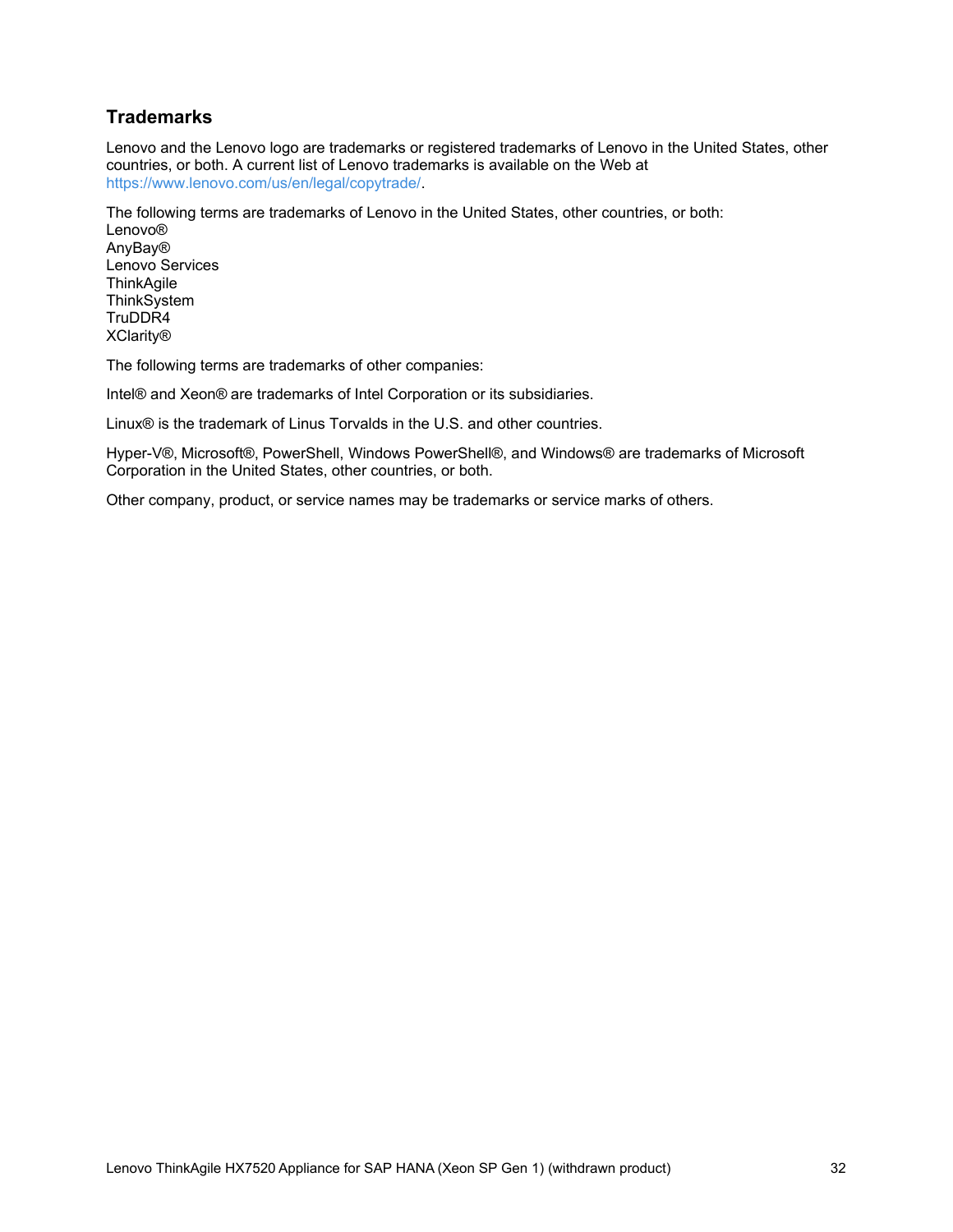## Trademarks

Lenovo and the Lenovo logo are trademarks or registered trademarks of Lenovo in the United States, other countries, or both. A current list of Lenovo trademarks is available on the Web at https://www.lenovo.com/us/en/legal/copytrade/.

The following terms are trademarks of Lenovo in the United States, other countries, or both:
Lenovo®
AnyBay®
Lenovo Services
ThinkAgile
ThinkSystem
TruDDR4
XClarity®

The following terms are trademarks of other companies:

Intel® and Xeon® are trademarks of Intel Corporation or its subsidiaries.

Linux® is the trademark of Linus Torvalds in the U.S. and other countries.

Hyper-V®, Microsoft®, PowerShell, Windows PowerShell®, and Windows® are trademarks of Microsoft Corporation in the United States, other countries, or both.

Other company, product, or service names may be trademarks or service marks of others.